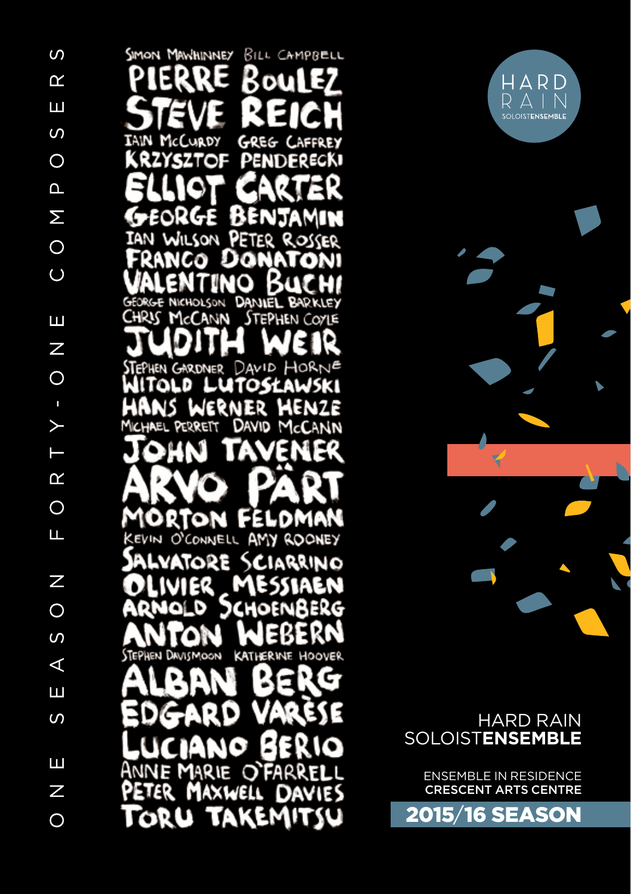ONE SEASON FORTY-ONE COMPOSERS

SIMON MAWHINNEY BILL CAMPBELL
PIERRE BOULEZ
STEVE REICH
IAIN McCURDY GREG CAFFREY
KRZYSZTOF PENDERECKI
ELLIOT CARTER
GEORGE BENJAMIN
IAN WILSON PETER ROSSER
FRANCO DONATONI
VALENTINO BUCHI
GEORGE NICHOLSON DANIEL BARKLEY
CHRIS McCANN STEPHEN COYLE
JUDITH WEIR
STEPHEN GARDNER DAVID HORNE
WITOLD LUTOSŁAWSKI
HANS WERNER HENZE
MICHAEL PERRETT DAVID McCANN
JOHN TAVENER
ARVO PÄRT
MORTON FELDMAN
KEVIN O'CONNELL AMY ROONEY
SALVATORE SCIARRINO
OLIVIER MESSIAEN
ARNOLD SCHOENBERG
ANTON WEBERN
STEPHEN DAVISMOON KATHERINE HOOVER
ALBAN BERG
EDGARD VARÈSE
LUCIANO BERIO
ANNE MARIE O'FARRELL
PETER MAXWELL DAVIES
TORU TAKEMITSU

HARD RAIN SOLOISTENSEMBLE

# HARD RAIN SOLOIST**ENSEMBLE**

ENSEMBLE IN RESIDENCE
**CRESCENT ARTS CENTRE**

## 2015/16 SEASON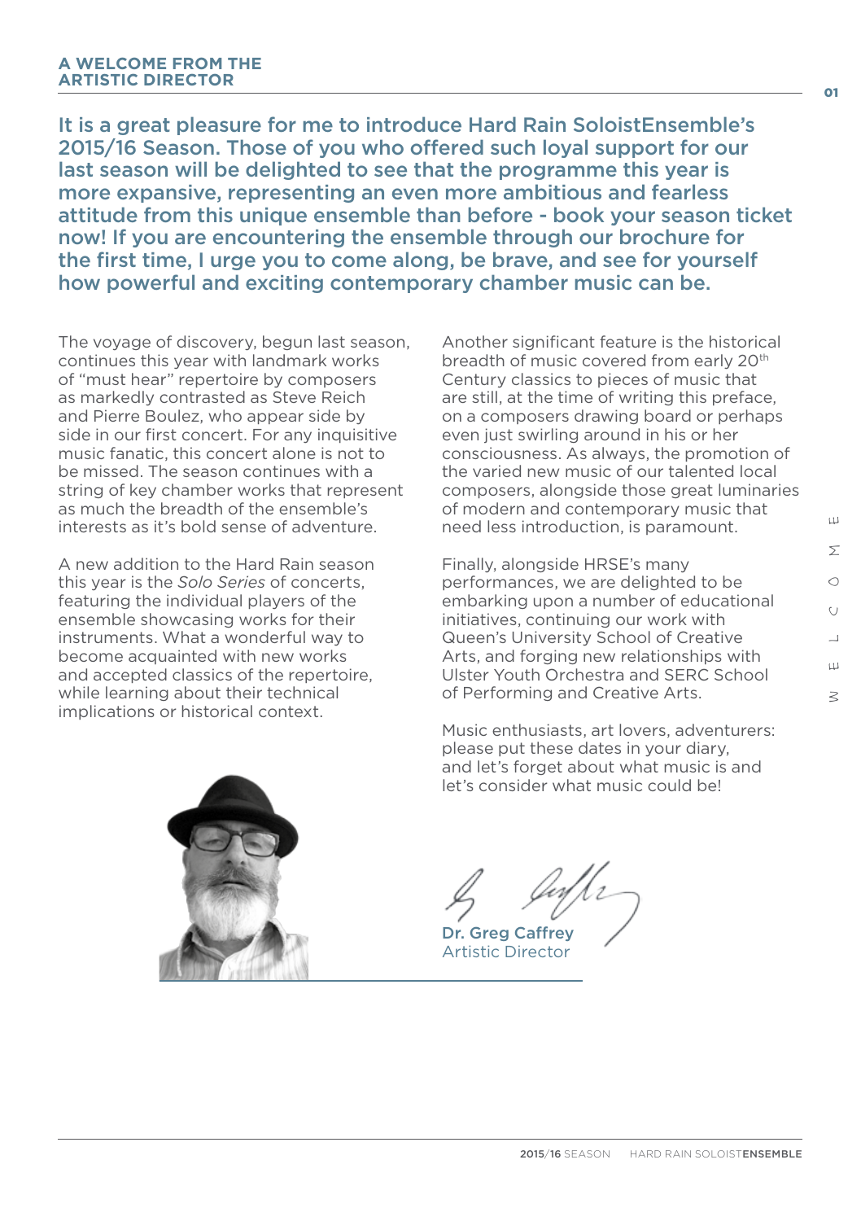## A WELCOME FROM THE ARTISTIC DIRECTOR

**It is a great pleasure for me to introduce Hard Rain SoloistEnsemble's 2015/16 Season. Those of you who offered such loyal support for our last season will be delighted to see that the programme this year is more expansive, representing an even more ambitious and fearless attitude from this unique ensemble than before - book your season ticket now! If you are encountering the ensemble through our brochure for the first time, I urge you to come along, be brave, and see for yourself how powerful and exciting contemporary chamber music can be.**

The voyage of discovery, begun last season, continues this year with landmark works of "must hear" repertoire by composers as markedly contrasted as Steve Reich and Pierre Boulez, who appear side by side in our first concert. For any inquisitive music fanatic, this concert alone is not to be missed. The season continues with a string of key chamber works that represent as much the breadth of the ensemble's interests as it's bold sense of adventure.

A new addition to the Hard Rain season this year is the *Solo Series* of concerts, featuring the individual players of the ensemble showcasing works for their instruments. What a wonderful way to become acquainted with new works and accepted classics of the repertoire, while learning about their technical implications or historical context.

Another significant feature is the historical breadth of music covered from early 20th Century classics to pieces of music that are still, at the time of writing this preface, on a composers drawing board or perhaps even just swirling around in his or her consciousness. As always, the promotion of the varied new music of our talented local composers, alongside those great luminaries of modern and contemporary music that need less introduction, is paramount.

Finally, alongside HRSE's many performances, we are delighted to be embarking upon a number of educational initiatives, continuing our work with Queen's University School of Creative Arts, and forging new relationships with Ulster Youth Orchestra and SERC School of Performing and Creative Arts.

Music enthusiasts, art lovers, adventurers: please put these dates in your diary, and let's forget about what music is and let's consider what music could be!

**Dr. Greg Caffrey**
Artistic Director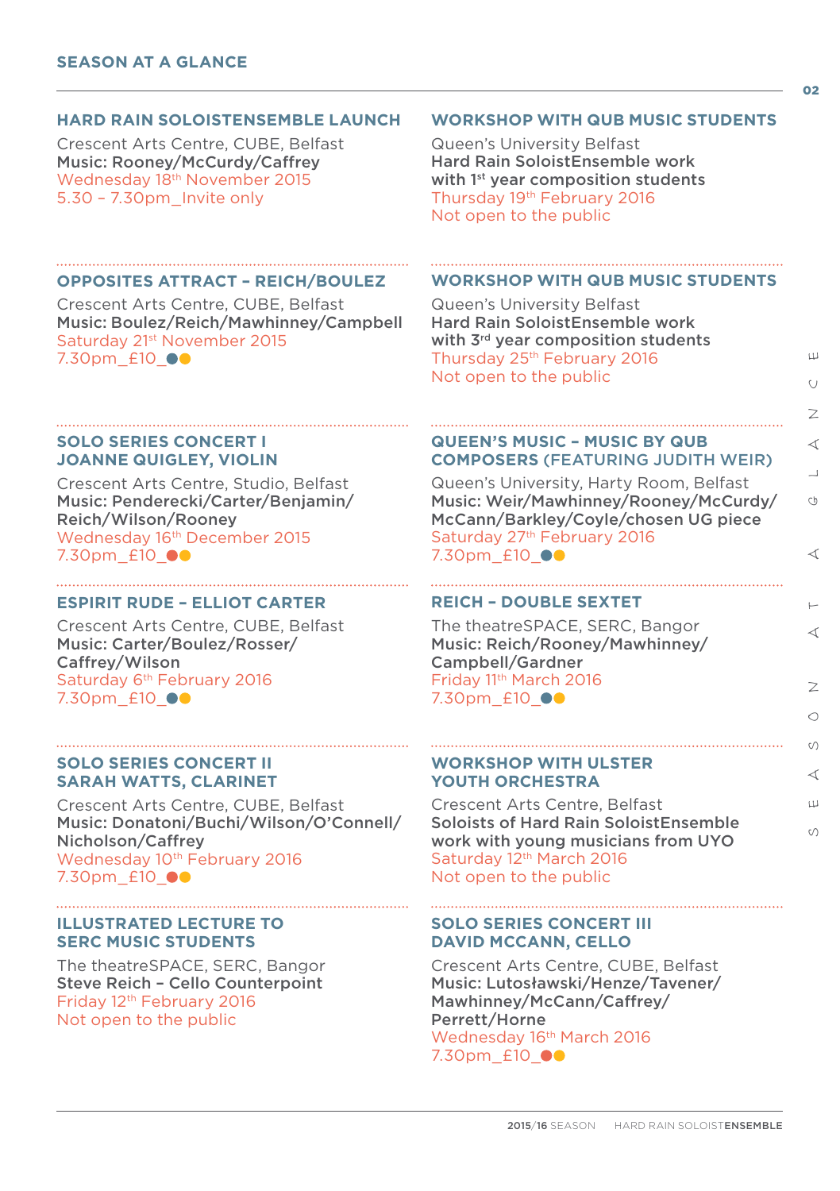# SEASON AT A GLANCE

### HARD RAIN SOLOISTENSEMBLE LAUNCH

Crescent Arts Centre, CUBE, Belfast
**Music: Rooney/McCurdy/Caffrey**
Wednesday 18th November 2015
5.30 – 7.30pm_Invite only

### OPPOSITES ATTRACT – REICH/BOULEZ

Crescent Arts Centre, CUBE, Belfast
**Music: Boulez/Reich/Mawhinney/Campbell**
Saturday 21st November 2015
7.30pm_£10_●●

### SOLO SERIES CONCERT I JOANNE QUIGLEY, VIOLIN

Crescent Arts Centre, Studio, Belfast
**Music: Penderecki/Carter/Benjamin/ Reich/Wilson/Rooney**
Wednesday 16th December 2015
7.30pm_£10_●●

### ESPIRIT RUDE – ELLIOT CARTER

Crescent Arts Centre, CUBE, Belfast
**Music: Carter/Boulez/Rosser/ Caffrey/Wilson**
Saturday 6th February 2016
7.30pm_£10_●●

### SOLO SERIES CONCERT II SARAH WATTS, CLARINET

Crescent Arts Centre, CUBE, Belfast
**Music: Donatoni/Buchi/Wilson/O'Connell/ Nicholson/Caffrey**
Wednesday 10th February 2016
7.30pm_£10_●●

### ILLUSTRATED LECTURE TO SERC MUSIC STUDENTS

The theatreSPACE, SERC, Bangor
**Steve Reich – Cello Counterpoint**
Friday 12th February 2016
Not open to the public

### WORKSHOP WITH QUB MUSIC STUDENTS

Queen's University Belfast
**Hard Rain SoloistEnsemble work with 1st year composition students**
Thursday 19th February 2016
Not open to the public

### WORKSHOP WITH QUB MUSIC STUDENTS

Queen's University Belfast
**Hard Rain SoloistEnsemble work with 3rd year composition students**
Thursday 25th February 2016
Not open to the public

### QUEEN'S MUSIC – MUSIC BY QUB COMPOSERS (FEATURING JUDITH WEIR)

Queen's University, Harty Room, Belfast
**Music: Weir/Mawhinney/Rooney/McCurdy/ McCann/Barkley/Coyle/chosen UG piece**
Saturday 27th February 2016
7.30pm_£10_●●

### REICH – DOUBLE SEXTET

The theatreSPACE, SERC, Bangor
**Music: Reich/Rooney/Mawhinney/ Campbell/Gardner**
Friday 11th March 2016
7.30pm_£10_●●

### WORKSHOP WITH ULSTER YOUTH ORCHESTRA

Crescent Arts Centre, Belfast
**Soloists of Hard Rain SoloistEnsemble work with young musicians from UYO**
Saturday 12th March 2016
Not open to the public

### SOLO SERIES CONCERT III DAVID MCCANN, CELLO

Crescent Arts Centre, CUBE, Belfast
**Music: Lutosławski/Henze/Tavener/ Mawhinney/McCann/Caffrey/ Perrett/Horne**
Wednesday 16th March 2016
7.30pm_£10_●●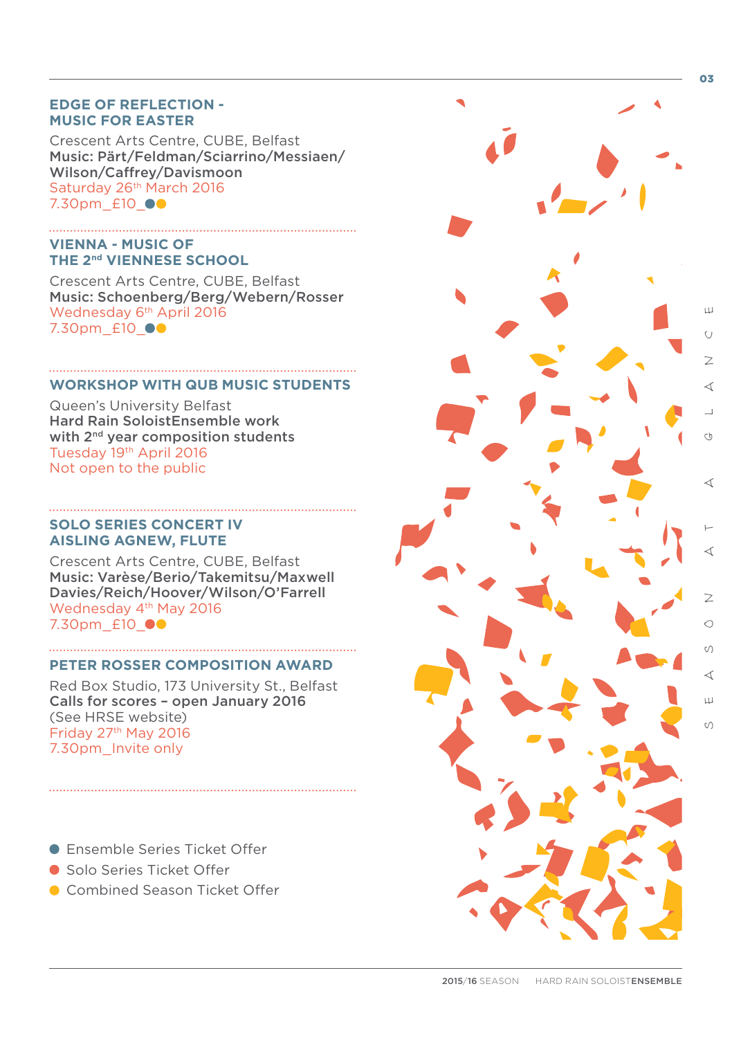## EDGE OF REFLECTION - MUSIC FOR EASTER

Crescent Arts Centre, CUBE, Belfast
**Music: Pärt/Feldman/Sciarrino/Messiaen/ Wilson/Caffrey/Davismoon**
Saturday 26th March 2016
7.30pm_£10_●●

## VIENNA - MUSIC OF THE 2nd VIENNESE SCHOOL

Crescent Arts Centre, CUBE, Belfast
**Music: Schoenberg/Berg/Webern/Rosser**
Wednesday 6th April 2016
7.30pm_£10_●●

## WORKSHOP WITH QUB MUSIC STUDENTS

Queen's University Belfast
**Hard Rain SoloistEnsemble work with 2nd year composition students**
Tuesday 19th April 2016
Not open to the public

## SOLO SERIES CONCERT IV AISLING AGNEW, FLUTE

Crescent Arts Centre, CUBE, Belfast
**Music: Varèse/Berio/Takemitsu/Maxwell Davies/Reich/Hoover/Wilson/O'Farrell**
Wednesday 4th May 2016
7.30pm_£10_●●

## PETER ROSSER COMPOSITION AWARD

Red Box Studio, 173 University St., Belfast
**Calls for scores – open January 2016**
(See HRSE website)
Friday 27th May 2016
7.30pm_Invite only

- ● Ensemble Series Ticket Offer
- ● Solo Series Ticket Offer
- ● Combined Season Ticket Offer

SEASON AT A GLANCE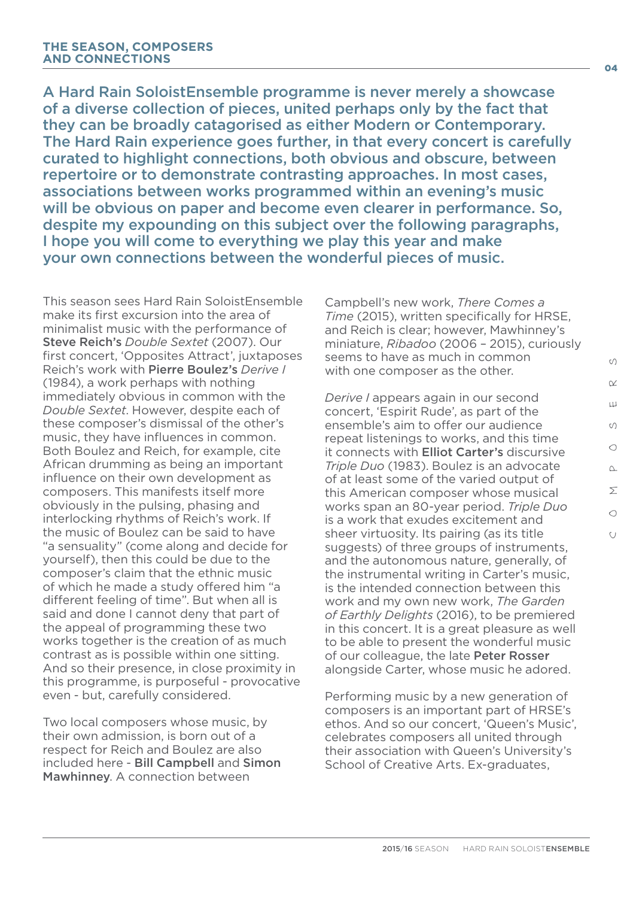A Hard Rain SoloistEnsemble programme is never merely a showcase of a diverse collection of pieces, united perhaps only by the fact that they can be broadly catagorised as either Modern or Contemporary. The Hard Rain experience goes further, in that every concert is carefully curated to highlight connections, both obvious and obscure, between repertoire or to demonstrate contrasting approaches. In most cases, associations between works programmed within an evening's music will be obvious on paper and become even clearer in performance. So, despite my expounding on this subject over the following paragraphs, I hope you will come to everything we play this year and make your own connections between the wonderful pieces of music.

This season sees Hard Rain SoloistEnsemble make its first excursion into the area of minimalist music with the performance of **Steve Reich's** *Double Sextet* (2007). Our first concert, 'Opposites Attract', juxtaposes Reich's work with **Pierre Boulez's** *Derive I* (1984), a work perhaps with nothing immediately obvious in common with the *Double Sextet*. However, despite each of these composer's dismissal of the other's music, they have influences in common. Both Boulez and Reich, for example, cite African drumming as being an important influence on their own development as composers. This manifests itself more obviously in the pulsing, phasing and interlocking rhythms of Reich's work. If the music of Boulez can be said to have "a sensuality" (come along and decide for yourself), then this could be due to the composer's claim that the ethnic music of which he made a study offered him "a different feeling of time". But when all is said and done I cannot deny that part of the appeal of programming these two works together is the creation of as much contrast as is possible within one sitting. And so their presence, in close proximity in this programme, is purposeful - provocative even - but, carefully considered.

Two local composers whose music, by their own admission, is born out of a respect for Reich and Boulez are also included here - **Bill Campbell** and **Simon Mawhinney**. A connection between Campbell's new work, *There Comes a Time* (2015), written specifically for HRSE, and Reich is clear; however, Mawhinney's miniature, *Ribadoo* (2006 – 2015), curiously seems to have as much in common with one composer as the other.

*Derive I* appears again in our second concert, 'Espirit Rude', as part of the ensemble's aim to offer our audience repeat listenings to works, and this time it connects with **Elliot Carter's** discursive *Triple Duo* (1983). Boulez is an advocate of at least some of the varied output of this American composer whose musical works span an 80-year period. *Triple Duo* is a work that exudes excitement and sheer virtuosity. Its pairing (as its title suggests) of three groups of instruments, and the autonomous nature, generally, of the instrumental writing in Carter's music, is the intended connection between this work and my own new work, *The Garden of Earthly Delights* (2016), to be premiered in this concert. It is a great pleasure as well to be able to present the wonderful music of our colleague, the late **Peter Rosser** alongside Carter, whose music he adored.

Performing music by a new generation of composers is an important part of HRSE's ethos. And so our concert, 'Queen's Music', celebrates composers all united through their association with Queen's University's School of Creative Arts. Ex-graduates,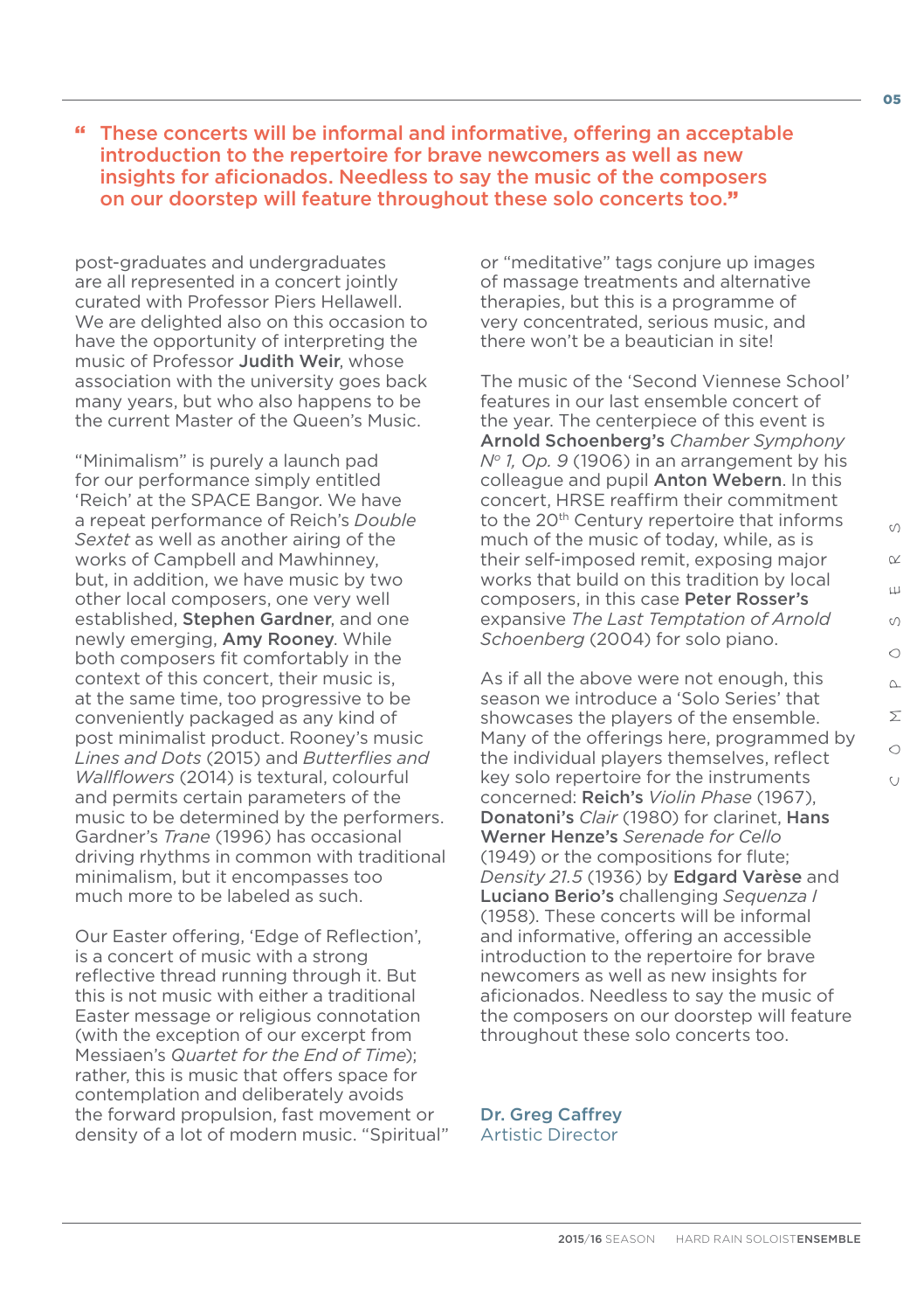> “ These concerts will be informal and informative, offering an acceptable introduction to the repertoire for brave newcomers as well as new insights for aficionados. Needless to say the music of the composers on our doorstep will feature throughout these solo concerts too.”

post-graduates and undergraduates are all represented in a concert jointly curated with Professor Piers Hellawell. We are delighted also on this occasion to have the opportunity of interpreting the music of Professor **Judith Weir**, whose association with the university goes back many years, but who also happens to be the current Master of the Queen’s Music.

“Minimalism” is purely a launch pad for our performance simply entitled ‘Reich’ at the SPACE Bangor. We have a repeat performance of Reich’s *Double Sextet* as well as another airing of the works of Campbell and Mawhinney, but, in addition, we have music by two other local composers, one very well established, **Stephen Gardner**, and one newly emerging, **Amy Rooney**. While both composers fit comfortably in the context of this concert, their music is, at the same time, too progressive to be conveniently packaged as any kind of post minimalist product. Rooney’s music *Lines and Dots* (2015) and *Butterflies and Wallflowers* (2014) is textural, colourful and permits certain parameters of the music to be determined by the performers. Gardner’s *Trane* (1996) has occasional driving rhythms in common with traditional minimalism, but it encompasses too much more to be labeled as such.

Our Easter offering, ‘Edge of Reflection’, is a concert of music with a strong reflective thread running through it. But this is not music with either a traditional Easter message or religious connotation (with the exception of our excerpt from Messiaen’s *Quartet for the End of Time*); rather, this is music that offers space for contemplation and deliberately avoids the forward propulsion, fast movement or density of a lot of modern music. “Spiritual” or “meditative” tags conjure up images of massage treatments and alternative therapies, but this is a programme of very concentrated, serious music, and there won’t be a beautician in site!

The music of the ‘Second Viennese School’ features in our last ensemble concert of the year. The centerpiece of this event is **Arnold Schoenberg’s** *Chamber Symphony Nº 1, Op. 9* (1906) in an arrangement by his colleague and pupil **Anton Webern**. In this concert, HRSE reaffirm their commitment to the 20th Century repertoire that informs much of the music of today, while, as is their self-imposed remit, exposing major works that build on this tradition by local composers, in this case **Peter Rosser’s** expansive *The Last Temptation of Arnold Schoenberg* (2004) for solo piano.

As if all the above were not enough, this season we introduce a ‘Solo Series’ that showcases the players of the ensemble. Many of the offerings here, programmed by the individual players themselves, reflect key solo repertoire for the instruments concerned: **Reich’s** *Violin Phase* (1967), **Donatoni’s** *Clair* (1980) for clarinet, **Hans Werner Henze’s** *Serenade for Cello* (1949) or the compositions for flute; *Density 21.5* (1936) by **Edgard Varèse** and **Luciano Berio’s** challenging *Sequenza I* (1958). These concerts will be informal and informative, offering an accessible introduction to the repertoire for brave newcomers as well as new insights for aficionados. Needless to say the music of the composers on our doorstep will feature throughout these solo concerts too.

**Dr. Greg Caffrey**
Artistic Director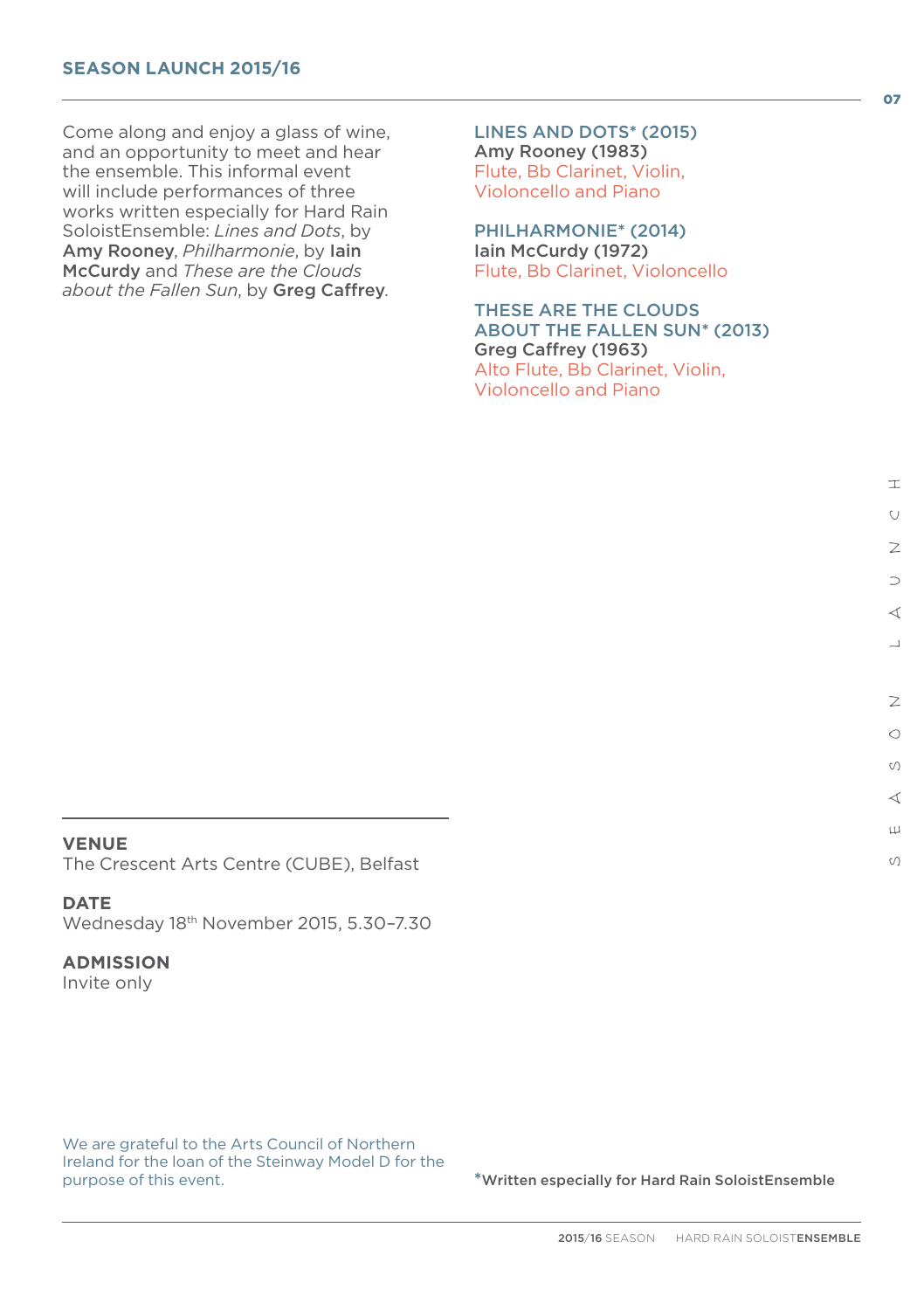## SEASON LAUNCH 2015/16

Come along and enjoy a glass of wine, and an opportunity to meet and hear the ensemble. This informal event will include performances of three works written especially for Hard Rain SoloistEnsemble: *Lines and Dots*, by **Amy Rooney**, *Philharmonie*, by **Iain McCurdy** and *These are the Clouds about the Fallen Sun*, by **Greg Caffrey**.

### LINES AND DOTS* (2015)
**Amy Rooney (1983)**
Flute, Bb Clarinet, Violin, Violoncello and Piano

### PHILHARMONIE* (2014)
**Iain McCurdy (1972)**
Flute, Bb Clarinet, Violoncello

### THESE ARE THE CLOUDS ABOUT THE FALLEN SUN* (2013)
**Greg Caffrey (1963)**
Alto Flute, Bb Clarinet, Violin, Violoncello and Piano

**VENUE**
The Crescent Arts Centre (CUBE), Belfast

**DATE**
Wednesday 18th November 2015, 5.30–7.30

**ADMISSION**
Invite only

We are grateful to the Arts Council of Northern Ireland for the loan of the Steinway Model D for the purpose of this event.

***Written especially for Hard Rain SoloistEnsemble**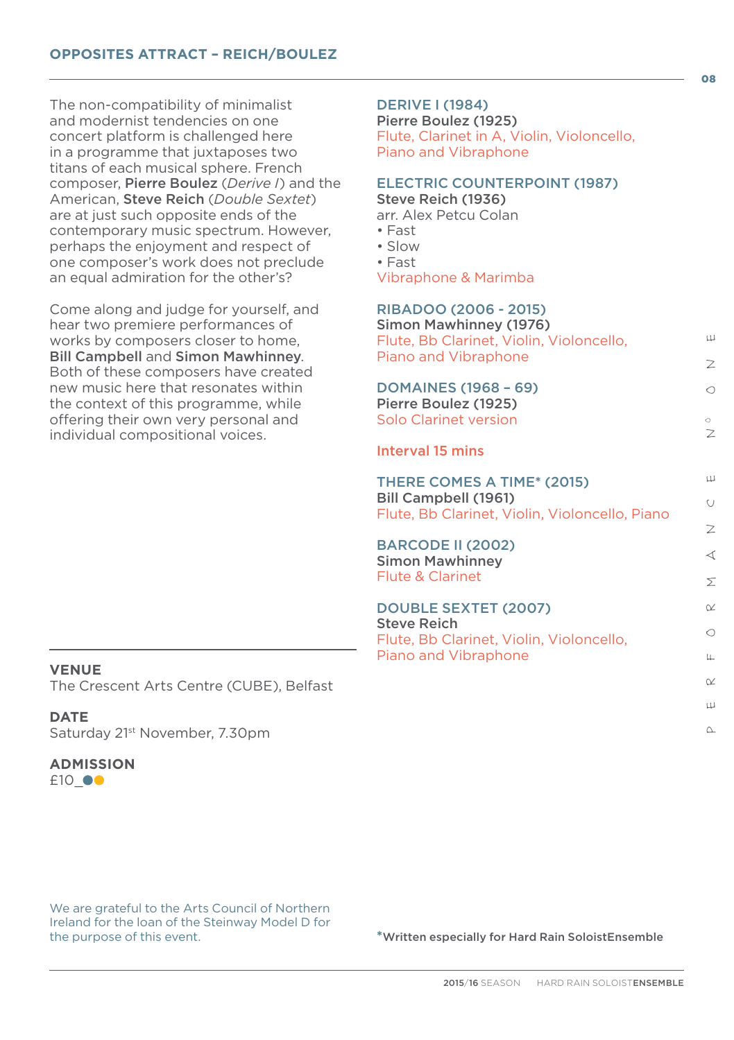## OPPOSITES ATTRACT – REICH/BOULEZ

The non-compatibility of minimalist and modernist tendencies on one concert platform is challenged here in a programme that juxtaposes two titans of each musical sphere. French composer, **Pierre Boulez** (*Derive I*) and the American, **Steve Reich** (*Double Sextet*) are at just such opposite ends of the contemporary music spectrum. However, perhaps the enjoyment and respect of one composer's work does not preclude an equal admiration for the other's?

Come along and judge for yourself, and hear two premiere performances of works by composers closer to home, **Bill Campbell** and **Simon Mawhinney**. Both of these composers have created new music here that resonates within the context of this programme, while offering their own very personal and individual compositional voices.

**VENUE**
The Crescent Arts Centre (CUBE), Belfast

**DATE**
Saturday 21st November, 7.30pm

**ADMISSION**
£10

We are grateful to the Arts Council of Northern Ireland for the loan of the Steinway Model D for the purpose of this event.

### DERIVE I (1984)
**Pierre Boulez (1925)**
Flute, Clarinet in A, Violin, Violoncello, Piano and Vibraphone

### ELECTRIC COUNTERPOINT (1987)
**Steve Reich (1936)**
arr. Alex Petcu Colan
- Fast
- Slow
- Fast

Vibraphone & Marimba

### RIBADOO (2006 - 2015)
**Simon Mawhinney (1976)**
Flute, Bb Clarinet, Violin, Violoncello, Piano and Vibraphone

### DOMAINES (1968 – 69)
**Pierre Boulez (1925)**
Solo Clarinet version

**Interval 15 mins**

### THERE COMES A TIME* (2015)
**Bill Campbell (1961)**
Flute, Bb Clarinet, Violin, Violoncello, Piano

### BARCODE II (2002)
**Simon Mawhinney**
Flute & Clarinet

### DOUBLE SEXTET (2007)
**Steve Reich**
Flute, Bb Clarinet, Violin, Violoncello, Piano and Vibraphone

*Written especially for Hard Rain SoloistEnsemble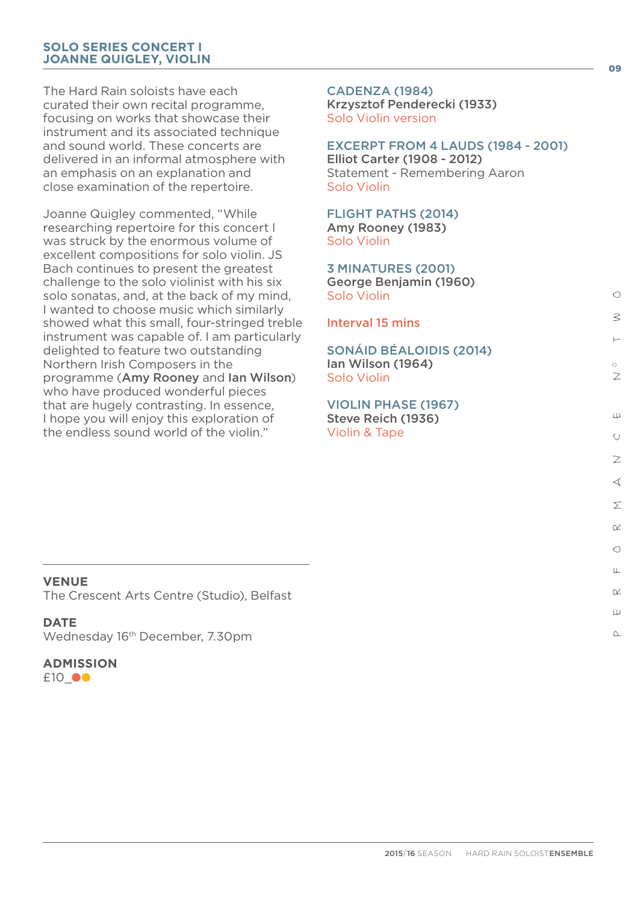## SOLO SERIES CONCERT I
## JOANNE QUIGLEY, VIOLIN

The Hard Rain soloists have each curated their own recital programme, focusing on works that showcase their instrument and its associated technique and sound world. These concerts are delivered in an informal atmosphere with an emphasis on an explanation and close examination of the repertoire.

Joanne Quigley commented, "While researching repertoire for this concert I was struck by the enormous volume of excellent compositions for solo violin. JS Bach continues to present the greatest challenge to the solo violinist with his six solo sonatas, and, at the back of my mind, I wanted to choose music which similarly showed what this small, four-stringed treble instrument was capable of. I am particularly delighted to feature two outstanding Northern Irish Composers in the programme (**Amy Rooney** and **Ian Wilson**) who have produced wonderful pieces that are hugely contrasting. In essence, I hope you will enjoy this exploration of the endless sound world of the violin."

### CADENZA (1984)
**Krzysztof Penderecki (1933)**
Solo Violin version

### EXCERPT FROM 4 LAUDS (1984 - 2001)
**Elliot Carter (1908 - 2012)**
Statement - Remembering Aaron
Solo Violin

### FLIGHT PATHS (2014)
**Amy Rooney (1983)**
Solo Violin

### 3 MINATURES (2001)
**George Benjamin (1960)**
Solo Violin

**Interval 15 mins**

### SONÁID BÉALOIDIS (2014)
**Ian Wilson (1964)**
Solo Violin

### VIOLIN PHASE (1967)
**Steve Reich (1936)**
Violin & Tape

**VENUE**
The Crescent Arts Centre (Studio), Belfast

**DATE**
Wednesday 16th December, 7.30pm

**ADMISSION**
£10_●●

PERFORMANCE TWO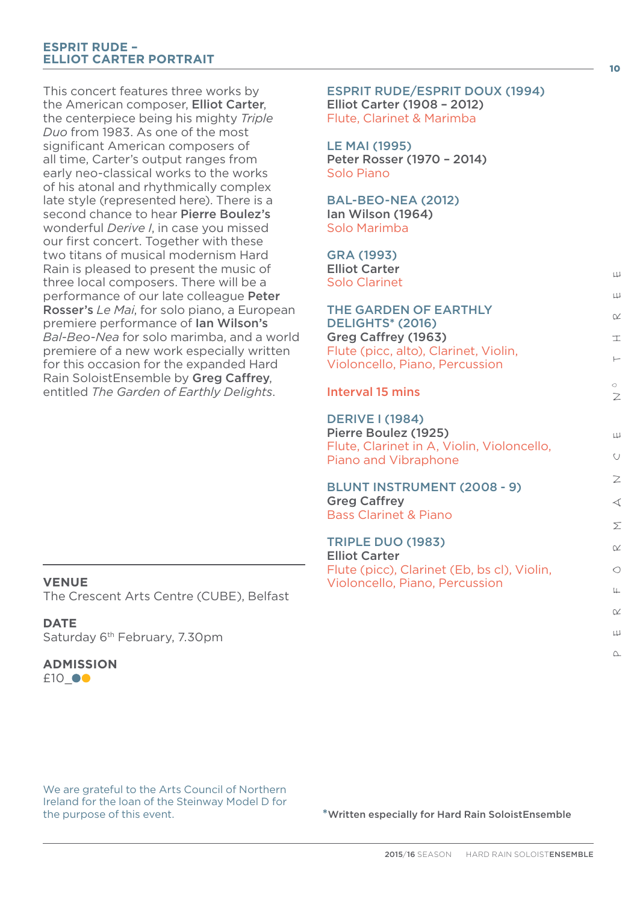## ESPRIT RUDE – ELLIOT CARTER PORTRAIT

This concert features three works by the American composer, **Elliot Carter**, the centerpiece being his mighty *Triple Duo* from 1983. As one of the most significant American composers of all time, Carter's output ranges from early neo-classical works to the works of his atonal and rhythmically complex late style (represented here). There is a second chance to hear **Pierre Boulez's** wonderful *Derive I*, in case you missed our first concert. Together with these two titans of musical modernism Hard Rain is pleased to present the music of three local composers. There will be a performance of our late colleague **Peter Rosser's** *Le Mai*, for solo piano, a European premiere performance of **Ian Wilson's** *Bal-Beo-Nea* for solo marimba, and a world premiere of a new work especially written for this occasion for the expanded Hard Rain SoloistEnsemble by **Greg Caffrey**, entitled *The Garden of Earthly Delights*.

**VENUE**
The Crescent Arts Centre (CUBE), Belfast

**DATE**
Saturday 6th February, 7.30pm

**ADMISSION**
£10

We are grateful to the Arts Council of Northern Ireland for the loan of the Steinway Model D for the purpose of this event.

### ESPRIT RUDE/ESPRIT DOUX (1994)
**Elliot Carter (1908 – 2012)**
Flute, Clarinet & Marimba

### LE MAI (1995)
**Peter Rosser (1970 – 2014)**
Solo Piano

### BAL-BEO-NEA (2012)
**Ian Wilson (1964)**
Solo Marimba

### GRA (1993)
**Elliot Carter**
Solo Clarinet

### THE GARDEN OF EARTHLY DELIGHTS* (2016)
**Greg Caffrey (1963)**
Flute (picc, alto), Clarinet, Violin, Violoncello, Piano, Percussion

**Interval 15 mins**

### DERIVE I (1984)
**Pierre Boulez (1925)**
Flute, Clarinet in A, Violin, Violoncello, Piano and Vibraphone

### BLUNT INSTRUMENT (2008 - 9)
**Greg Caffrey**
Bass Clarinet & Piano

### TRIPLE DUO (1983)
**Elliot Carter**
Flute (picc), Clarinet (Eb, bs cl), Violin, Violoncello, Piano, Percussion

***Written especially for Hard Rain SoloistEnsemble**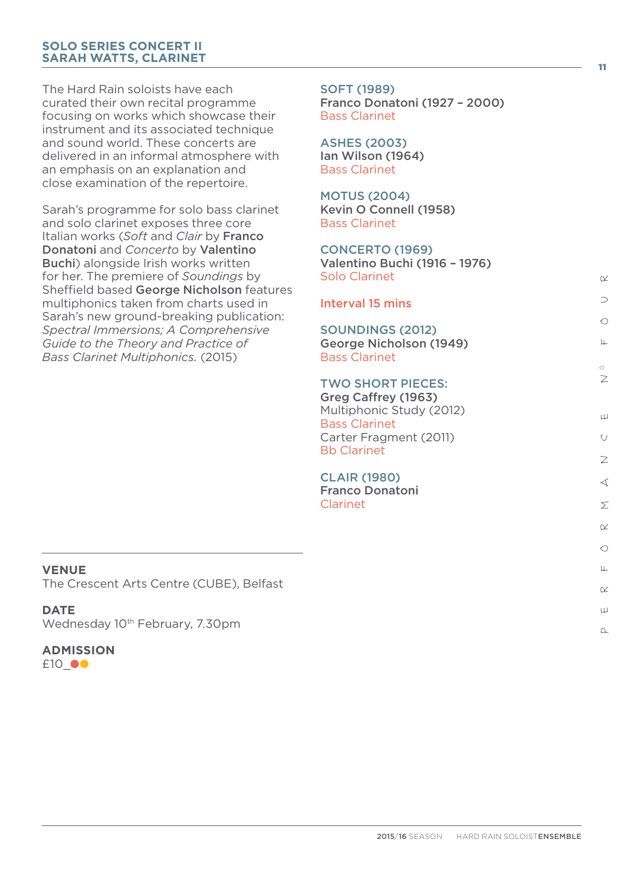## SOLO SERIES CONCERT II
## SARAH WATTS, CLARINET

The Hard Rain soloists have each curated their own recital programme focusing on works which showcase their instrument and its associated technique and sound world. These concerts are delivered in an informal atmosphere with an emphasis on an explanation and close examination of the repertoire.

Sarah's programme for solo bass clarinet and solo clarinet exposes three core Italian works (*Soft* and *Clair* by **Franco Donatoni** and *Concerto* by **Valentino Buchi**) alongside Irish works written for her. The premiere of *Soundings* by Sheffield based **George Nicholson** features multiphonics taken from charts used in Sarah's new ground-breaking publication: *Spectral Immersions; A Comprehensive Guide to the Theory and Practice of Bass Clarinet Multiphonics.* (2015)

### VENUE
The Crescent Arts Centre (CUBE), Belfast

### DATE
Wednesday 10th February, 7.30pm

### ADMISSION
£10

---

**SOFT (1989)**
**Franco Donatoni (1927 – 2000)**
Bass Clarinet

**ASHES (2003)**
**Ian Wilson (1964)**
Bass Clarinet

**MOTUS (2004)**
**Kevin O Connell (1958)**
Bass Clarinet

**CONCERTO (1969)**
**Valentino Buchi (1916 – 1976)**
Solo Clarinet

**Interval 15 mins**

**SOUNDINGS (2012)**
**George Nicholson (1949)**
Bass Clarinet

**TWO SHORT PIECES:**
**Greg Caffrey (1963)**
Multiphonic Study (2012)
Bass Clarinet
Carter Fragment (2011)
Bb Clarinet

**CLAIR (1980)**
**Franco Donatoni**
Clarinet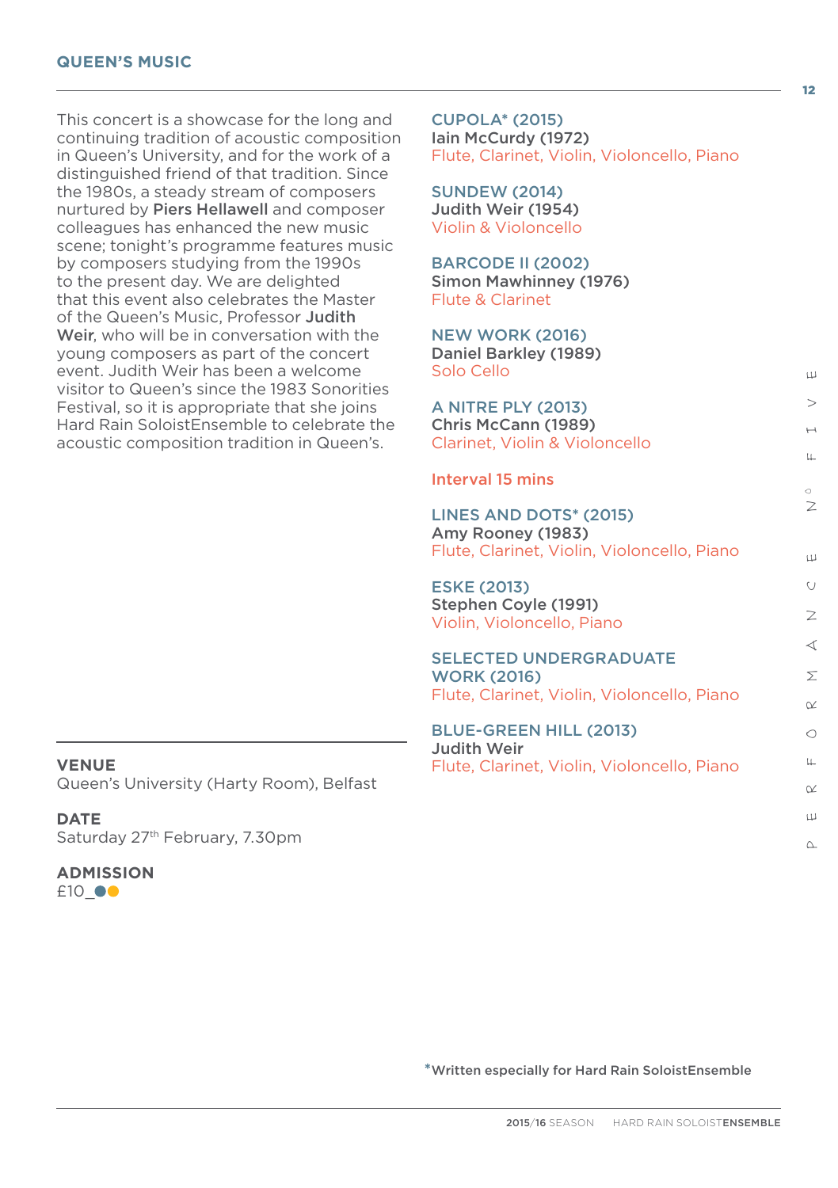## QUEEN'S MUSIC

This concert is a showcase for the long and continuing tradition of acoustic composition in Queen's University, and for the work of a distinguished friend of that tradition. Since the 1980s, a steady stream of composers nurtured by **Piers Hellawell** and composer colleagues has enhanced the new music scene; tonight's programme features music by composers studying from the 1990s to the present day. We are delighted that this event also celebrates the Master of the Queen's Music, Professor **Judith Weir**, who will be in conversation with the young composers as part of the concert event. Judith Weir has been a welcome visitor to Queen's since the 1983 Sonorities Festival, so it is appropriate that she joins Hard Rain SoloistEnsemble to celebrate the acoustic composition tradition in Queen's.

**VENUE**
Queen's University (Harty Room), Belfast

**DATE**
Saturday 27th February, 7.30pm

**ADMISSION**
£10_●●

CUPOLA* (2015)
**Iain McCurdy (1972)**
Flute, Clarinet, Violin, Violoncello, Piano

SUNDEW (2014)
**Judith Weir (1954)**
Violin & Violoncello

BARCODE II (2002)
**Simon Mawhinney (1976)**
Flute & Clarinet

NEW WORK (2016)
**Daniel Barkley (1989)**
Solo Cello

A NITRE PLY (2013)
**Chris McCann (1989)**
Clarinet, Violin & Violoncello

Interval 15 mins

LINES AND DOTS* (2015)
**Amy Rooney (1983)**
Flute, Clarinet, Violin, Violoncello, Piano

ESKE (2013)
**Stephen Coyle (1991)**
Violin, Violoncello, Piano

SELECTED UNDERGRADUATE WORK (2016)
Flute, Clarinet, Violin, Violoncello, Piano

BLUE-GREEN HILL (2013)
**Judith Weir**
Flute, Clarinet, Violin, Violoncello, Piano

*Written especially for Hard Rain SoloistEnsemble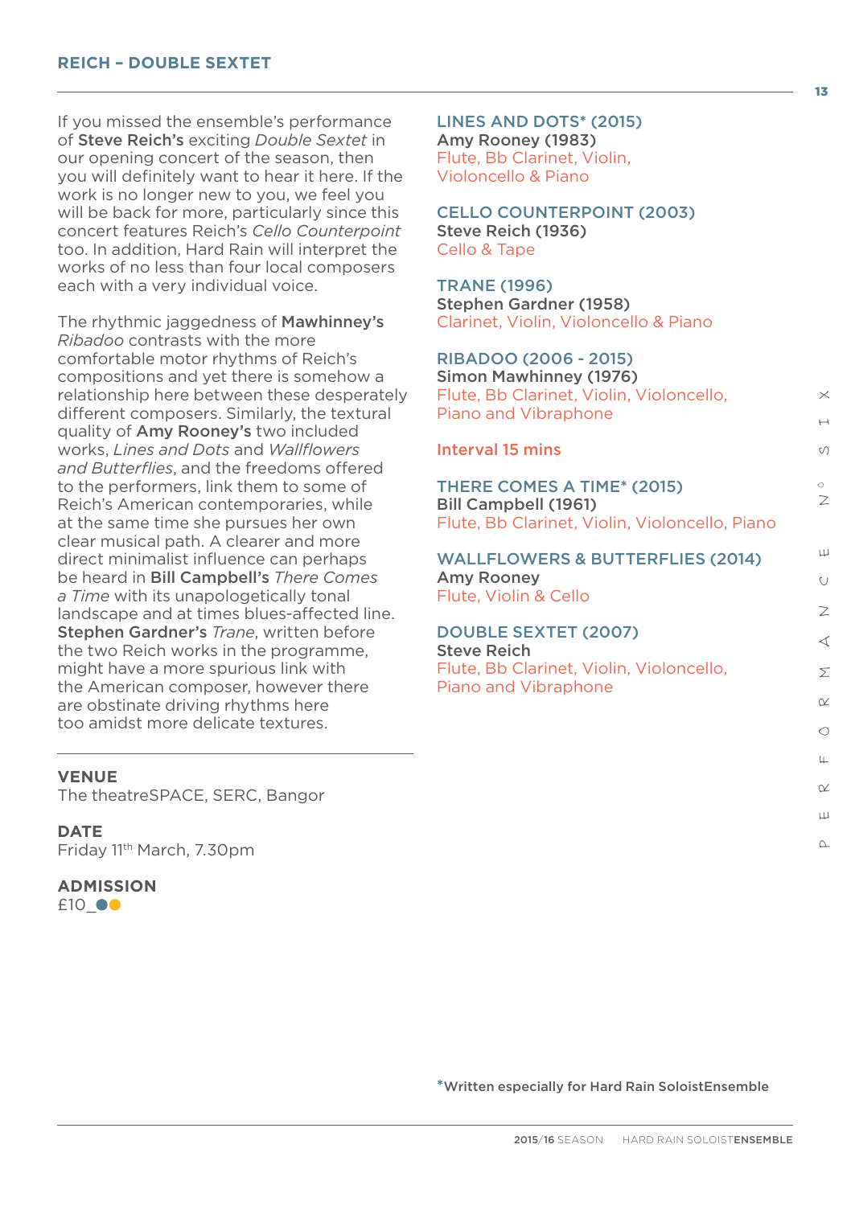# REICH – DOUBLE SEXTET

If you missed the ensemble's performance of **Steve Reich's** exciting *Double Sextet* in our opening concert of the season, then you will definitely want to hear it here. If the work is no longer new to you, we feel you will be back for more, particularly since this concert features Reich's *Cello Counterpoint* too. In addition, Hard Rain will interpret the works of no less than four local composers each with a very individual voice.

The rhythmic jaggedness of **Mawhinney's** *Ribadoo* contrasts with the more comfortable motor rhythms of Reich's compositions and yet there is somehow a relationship here between these desperately different composers. Similarly, the textural quality of **Amy Rooney's** two included works, *Lines and Dots* and *Wallflowers and Butterflies*, and the freedoms offered to the performers, link them to some of Reich's American contemporaries, while at the same time she pursues her own clear musical path. A clearer and more direct minimalist influence can perhaps be heard in **Bill Campbell's** *There Comes a Time* with its unapologetically tonal landscape and at times blues-affected line. **Stephen Gardner's** *Trane*, written before the two Reich works in the programme, might have a more spurious link with the American composer, however there are obstinate driving rhythms here too amidst more delicate textures.

**VENUE**
The theatreSPACE, SERC, Bangor

**DATE**
Friday 11th March, 7.30pm

**ADMISSION**
£10

## LINES AND DOTS* (2015)
**Amy Rooney (1983)**
Flute, Bb Clarinet, Violin, Violoncello & Piano

## CELLO COUNTERPOINT (2003)
**Steve Reich (1936)**
Cello & Tape

## TRANE (1996)
**Stephen Gardner (1958)**
Clarinet, Violin, Violoncello & Piano

## RIBADOO (2006 - 2015)
**Simon Mawhinney (1976)**
Flute, Bb Clarinet, Violin, Violoncello, Piano and Vibraphone

Interval 15 mins

## THERE COMES A TIME* (2015)
**Bill Campbell (1961)**
Flute, Bb Clarinet, Violin, Violoncello, Piano

## WALLFLOWERS & BUTTERFLIES (2014)
**Amy Rooney**
Flute, Violin & Cello

## DOUBLE SEXTET (2007)
**Steve Reich**
Flute, Bb Clarinet, Violin, Violoncello, Piano and Vibraphone

PERFORMANCE No SIX

***Written especially for Hard Rain SoloistEnsemble**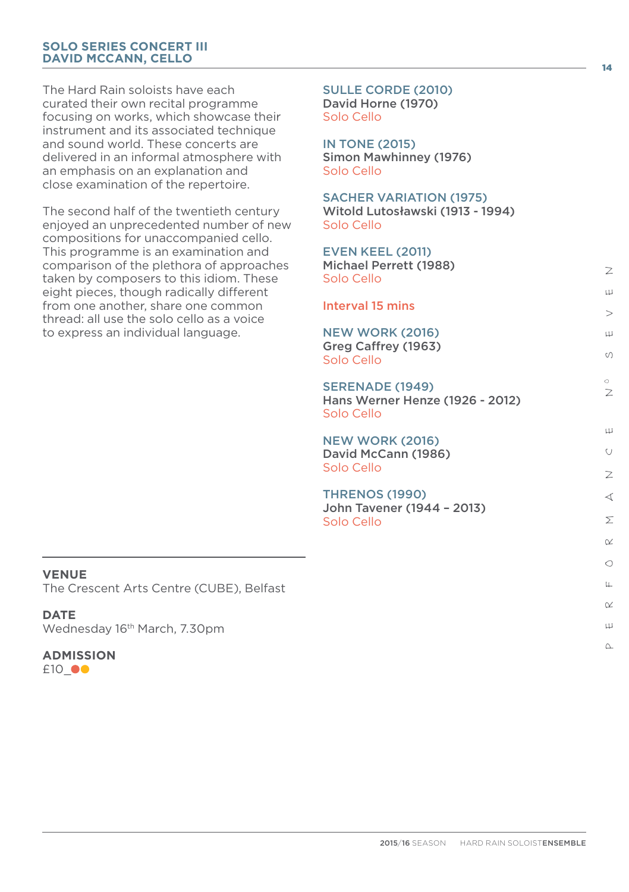## SOLO SERIES CONCERT III
## DAVID MCCANN, CELLO

The Hard Rain soloists have each curated their own recital programme focusing on works, which showcase their instrument and its associated technique and sound world. These concerts are delivered in an informal atmosphere with an emphasis on an explanation and close examination of the repertoire.

The second half of the twentieth century enjoyed an unprecedented number of new compositions for unaccompanied cello. This programme is an examination and comparison of the plethora of approaches taken by composers to this idiom. These eight pieces, though radically different from one another, share one common thread: all use the solo cello as a voice to express an individual language.

**SULLE CORDE (2010)**
**David Horne (1970)**
Solo Cello

**IN TONE (2015)**
**Simon Mawhinney (1976)**
Solo Cello

**SACHER VARIATION (1975)**
**Witold Lutosławski (1913 - 1994)**
Solo Cello

**EVEN KEEL (2011)**
**Michael Perrett (1988)**
Solo Cello

**Interval 15 mins**

**NEW WORK (2016)**
**Greg Caffrey (1963)**
Solo Cello

**SERENADE (1949)**
**Hans Werner Henze (1926 - 2012)**
Solo Cello

**NEW WORK (2016)**
**David McCann (1986)**
Solo Cello

**THRENOS (1990)**
**John Tavener (1944 – 2013)**
Solo Cello

**VENUE**
The Crescent Arts Centre (CUBE), Belfast

**DATE**
Wednesday 16th March, 7.30pm

**ADMISSION**
£10_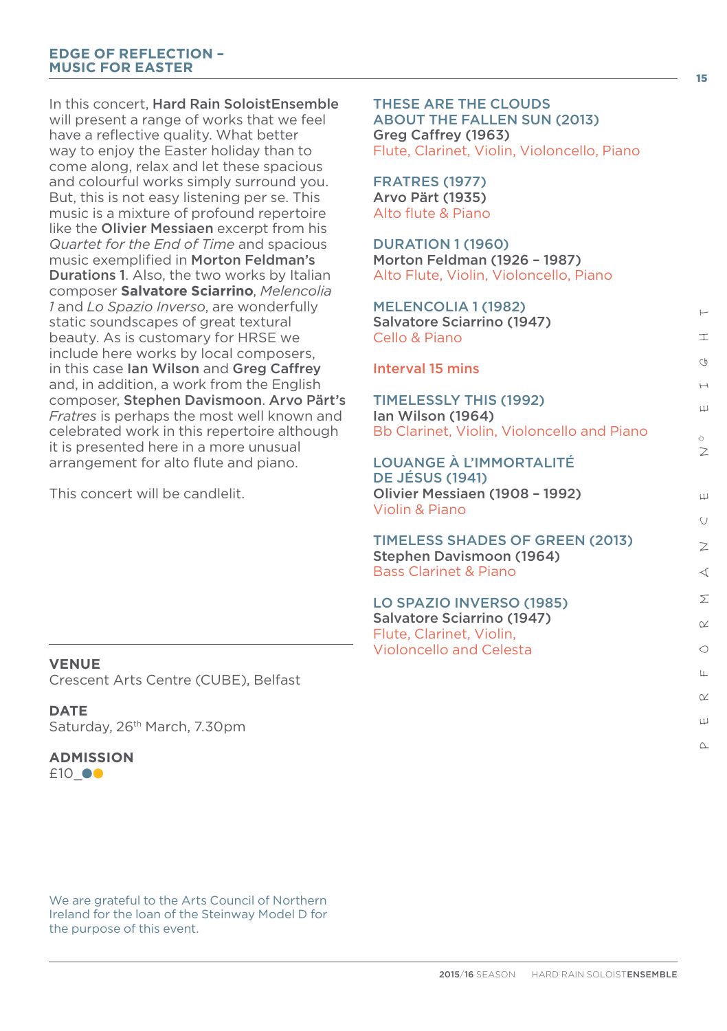# EDGE OF REFLECTION – MUSIC FOR EASTER

In this concert, **Hard Rain SoloistEnsemble** will present a range of works that we feel have a reflective quality. What better way to enjoy the Easter holiday than to come along, relax and let these spacious and colourful works simply surround you. But, this is not easy listening per se. This music is a mixture of profound repertoire like the **Olivier Messiaen** excerpt from his *Quartet for the End of Time* and spacious music exemplified in **Morton Feldman's Durations 1**. Also, the two works by Italian composer **Salvatore Sciarrino**, *Melencolia 1* and *Lo Spazio Inverso*, are wonderfully static soundscapes of great textural beauty. As is customary for HRSE we include here works by local composers, in this case **Ian Wilson** and **Greg Caffrey** and, in addition, a work from the English composer, **Stephen Davismoon**. **Arvo Pärt's** *Fratres* is perhaps the most well known and celebrated work in this repertoire although it is presented here in a more unusual arrangement for alto flute and piano.

This concert will be candlelit.

**VENUE**
Crescent Arts Centre (CUBE), Belfast

**DATE**
Saturday, 26th March, 7.30pm

**ADMISSION**
£10

We are grateful to the Arts Council of Northern Ireland for the loan of the Steinway Model D for the purpose of this event.

**THESE ARE THE CLOUDS ABOUT THE FALLEN SUN (2013)**
**Greg Caffrey (1963)**
Flute, Clarinet, Violin, Violoncello, Piano

**FRATRES (1977)**
**Arvo Pärt (1935)**
Alto flute & Piano

**DURATION 1 (1960)**
**Morton Feldman (1926 – 1987)**
Alto Flute, Violin, Violoncello, Piano

**MELENCOLIA 1 (1982)**
**Salvatore Sciarrino (1947)**
Cello & Piano

Interval 15 mins

**TIMELESSLY THIS (1992)**
**Ian Wilson (1964)**
Bb Clarinet, Violin, Violoncello and Piano

**LOUANGE À L'IMMORTALITÉ DE JÉSUS (1941)**
**Olivier Messiaen (1908 – 1992)**
Violin & Piano

**TIMELESS SHADES OF GREEN (2013)**
**Stephen Davismoon (1964)**
Bass Clarinet & Piano

**LO SPAZIO INVERSO (1985)**
**Salvatore Sciarrino (1947)**
Flute, Clarinet, Violin, Violoncello and Celesta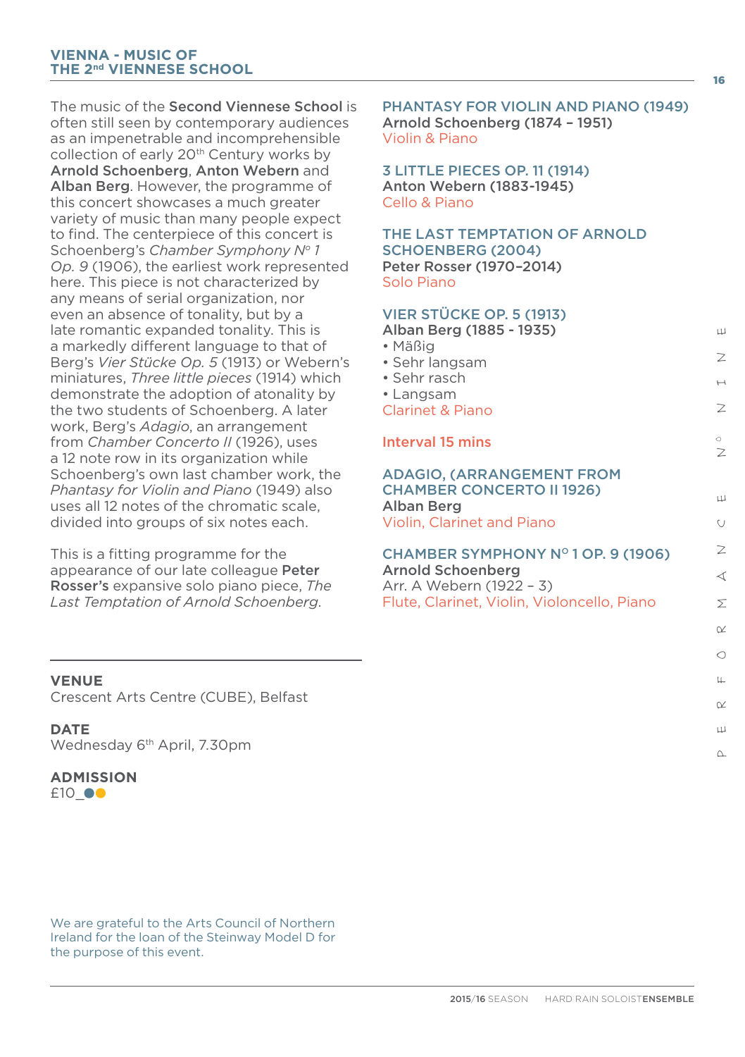## VIENNA - MUSIC OF THE 2nd VIENNESE SCHOOL

The music of the **Second Viennese School** is often still seen by contemporary audiences as an impenetrable and incomprehensible collection of early 20th Century works by **Arnold Schoenberg**, **Anton Webern** and **Alban Berg**. However, the programme of this concert showcases a much greater variety of music than many people expect to find. The centerpiece of this concert is Schoenberg's *Chamber Symphony Nº 1 Op. 9* (1906), the earliest work represented here. This piece is not characterized by any means of serial organization, nor even an absence of tonality, but by a late romantic expanded tonality. This is a markedly different language to that of Berg's *Vier Stücke Op. 5* (1913) or Webern's miniatures, *Three little pieces* (1914) which demonstrate the adoption of atonality by the two students of Schoenberg. A later work, Berg's *Adagio*, an arrangement from *Chamber Concerto II* (1926), uses a 12 note row in its organization while Schoenberg's own last chamber work, the *Phantasy for Violin and Piano* (1949) also uses all 12 notes of the chromatic scale, divided into groups of six notes each.

This is a fitting programme for the appearance of our late colleague **Peter Rosser's** expansive solo piano piece, *The Last Temptation of Arnold Schoenberg*.

**VENUE**
Crescent Arts Centre (CUBE), Belfast

**DATE**
Wednesday 6th April, 7.30pm

**ADMISSION**
£10_●●

We are grateful to the Arts Council of Northern Ireland for the loan of the Steinway Model D for the purpose of this event.

### PHANTASY FOR VIOLIN AND PIANO (1949)
**Arnold Schoenberg (1874 – 1951)**
Violin & Piano

### 3 LITTLE PIECES OP. 11 (1914)
**Anton Webern (1883-1945)**
Cello & Piano

### THE LAST TEMPTATION OF ARNOLD SCHOENBERG (2004)
**Peter Rosser (1970–2014)**
Solo Piano

### VIER STÜCKE OP. 5 (1913)
**Alban Berg (1885 - 1935)**
- Mäßig
- Sehr langsam
- Sehr rasch
- Langsam

Clarinet & Piano

Interval 15 mins

### ADAGIO, (ARRANGEMENT FROM CHAMBER CONCERTO II 1926)
**Alban Berg**
Violin, Clarinet and Piano

### CHAMBER SYMPHONY Nº 1 OP. 9 (1906)
**Arnold Schoenberg**
Arr. A Webern (1922 – 3)
Flute, Clarinet, Violin, Violoncello, Piano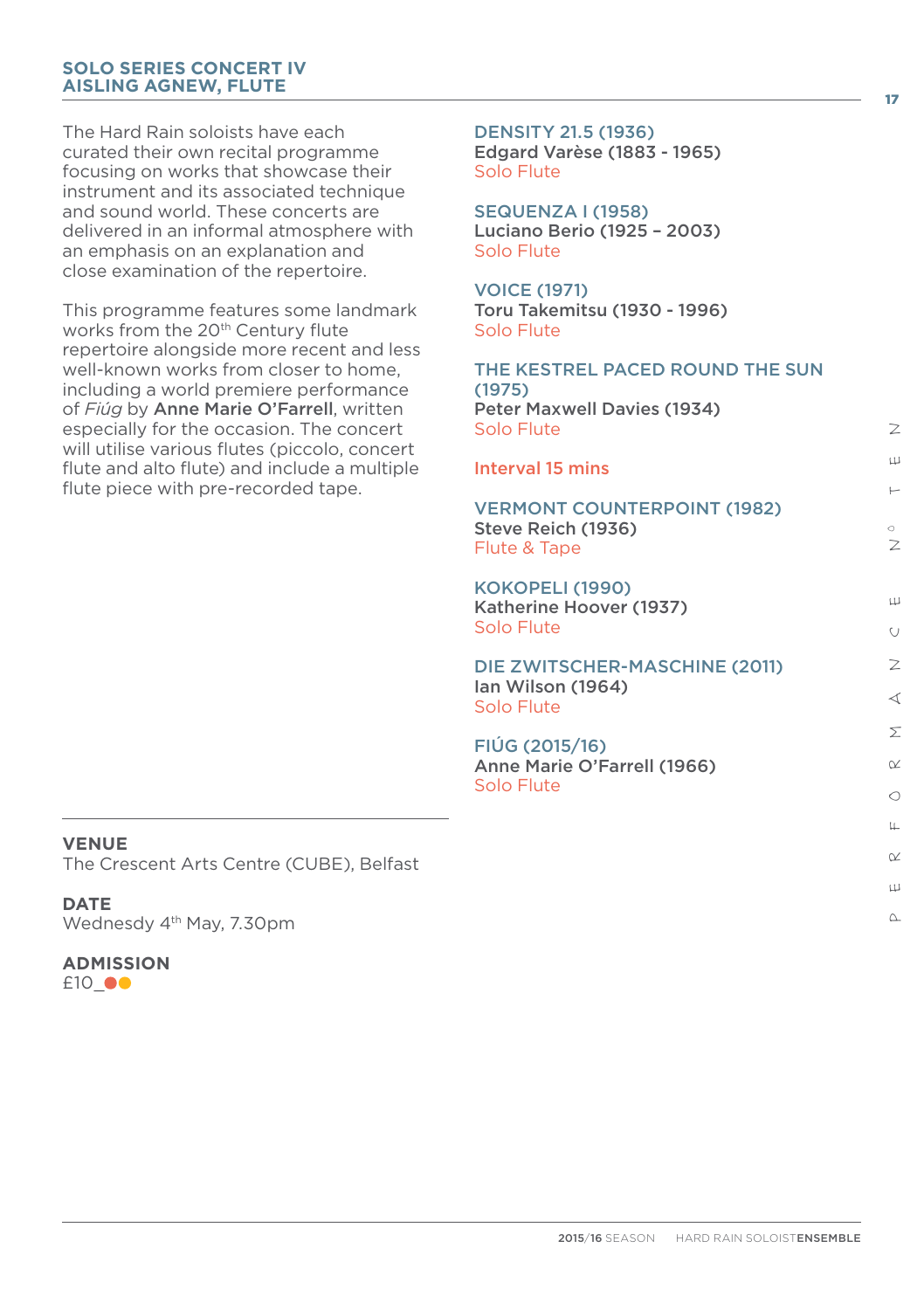## SOLO SERIES CONCERT IV
## AISLING AGNEW, FLUTE

The Hard Rain soloists have each curated their own recital programme focusing on works that showcase their instrument and its associated technique and sound world. These concerts are delivered in an informal atmosphere with an emphasis on an explanation and close examination of the repertoire.

This programme features some landmark works from the 20th Century flute repertoire alongside more recent and less well-known works from closer to home, including a world premiere performance of *Fiúg* by **Anne Marie O'Farrell**, written especially for the occasion. The concert will utilise various flutes (piccolo, concert flute and alto flute) and include a multiple flute piece with pre-recorded tape.

**VENUE**
The Crescent Arts Centre (CUBE), Belfast

**DATE**
Wednesdy 4th May, 7.30pm

**ADMISSION**
£10_

**DENSITY 21.5 (1936)**
**Edgard Varèse (1883 - 1965)**
Solo Flute

**SEQUENZA I (1958)**
**Luciano Berio (1925 – 2003)**
Solo Flute

**VOICE (1971)**
**Toru Takemitsu (1930 - 1996)**
Solo Flute

**THE KESTREL PACED ROUND THE SUN (1975)**
**Peter Maxwell Davies (1934)**
Solo Flute

Interval 15 mins

**VERMONT COUNTERPOINT (1982)**
**Steve Reich (1936)**
Flute & Tape

**KOKOPELI (1990)**
**Katherine Hoover (1937)**
Solo Flute

**DIE ZWITSCHER-MASCHINE (2011)**
**Ian Wilson (1964)**
Solo Flute

**FIÚG (2015/16)**
**Anne Marie O'Farrell (1966)**
Solo Flute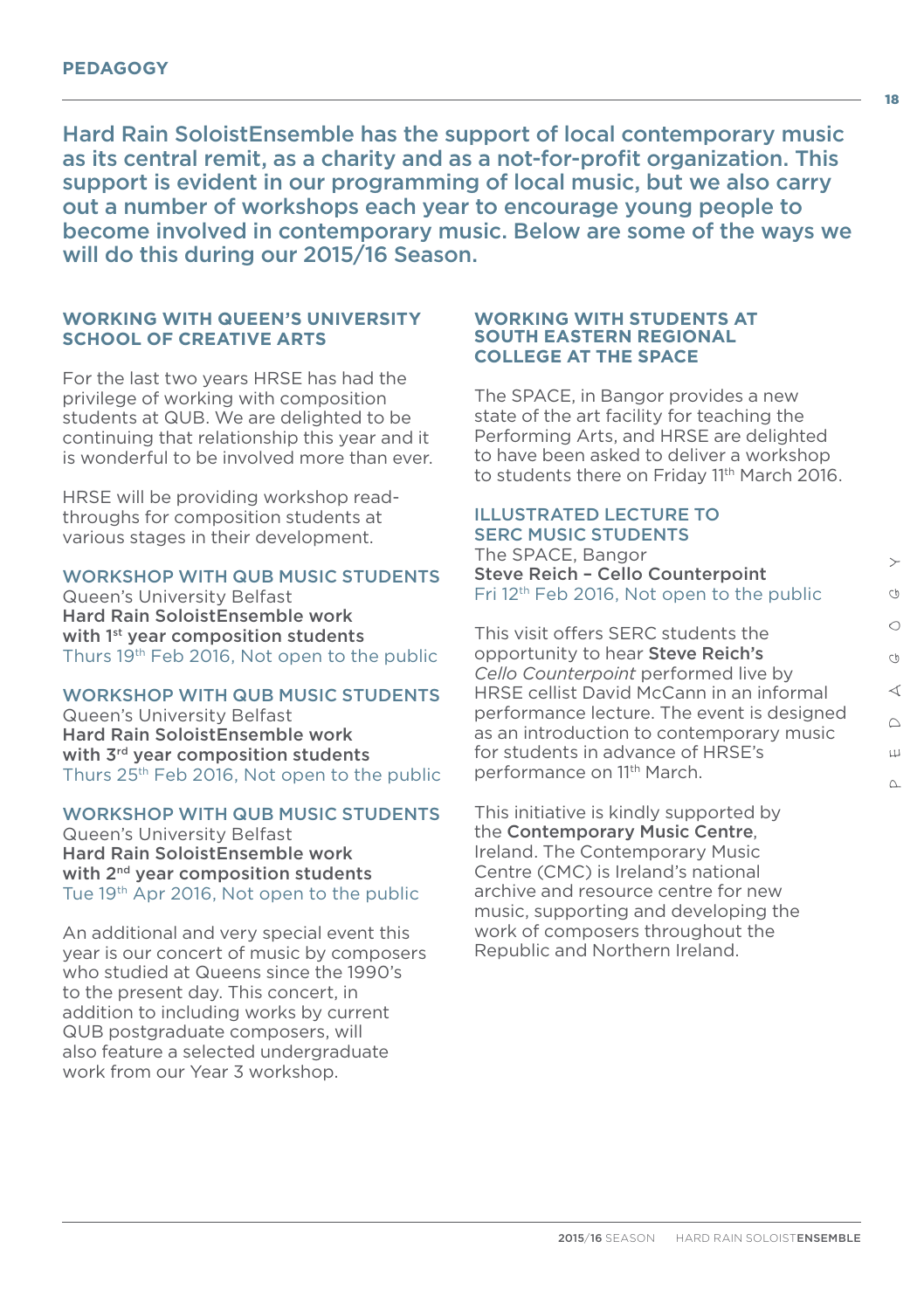# PEDAGOGY

Hard Rain SoloistEnsemble has the support of local contemporary music as its central remit, as a charity and as a not-for-profit organization. This support is evident in our programming of local music, but we also carry out a number of workshops each year to encourage young people to become involved in contemporary music. Below are some of the ways we will do this during our 2015/16 Season.

## WORKING WITH QUEEN'S UNIVERSITY SCHOOL OF CREATIVE ARTS

For the last two years HRSE has had the privilege of working with composition students at QUB. We are delighted to be continuing that relationship this year and it is wonderful to be involved more than ever.

HRSE will be providing workshop read-throughs for composition students at various stages in their development.

### WORKSHOP WITH QUB MUSIC STUDENTS

Queen's University Belfast
**Hard Rain SoloistEnsemble work with 1st year composition students**
Thurs 19th Feb 2016, Not open to the public

### WORKSHOP WITH QUB MUSIC STUDENTS

Queen's University Belfast
**Hard Rain SoloistEnsemble work with 3rd year composition students**
Thurs 25th Feb 2016, Not open to the public

### WORKSHOP WITH QUB MUSIC STUDENTS

Queen's University Belfast
**Hard Rain SoloistEnsemble work with 2nd year composition students**
Tue 19th Apr 2016, Not open to the public

An additional and very special event this year is our concert of music by composers who studied at Queens since the 1990's to the present day. This concert, in addition to including works by current QUB postgraduate composers, will also feature a selected undergraduate work from our Year 3 workshop.

## WORKING WITH STUDENTS AT SOUTH EASTERN REGIONAL COLLEGE AT THE SPACE

The SPACE, in Bangor provides a new state of the art facility for teaching the Performing Arts, and HRSE are delighted to have been asked to deliver a workshop to students there on Friday 11th March 2016.

### ILLUSTRATED LECTURE TO SERC MUSIC STUDENTS

The SPACE, Bangor
**Steve Reich – Cello Counterpoint**
Fri 12th Feb 2016, Not open to the public

This visit offers SERC students the opportunity to hear **Steve Reich's** *Cello Counterpoint* performed live by HRSE cellist David McCann in an informal performance lecture. The event is designed as an introduction to contemporary music for students in advance of HRSE's performance on 11th March.

This initiative is kindly supported by the **Contemporary Music Centre**, Ireland. The Contemporary Music Centre (CMC) is Ireland's national archive and resource centre for new music, supporting and developing the work of composers throughout the Republic and Northern Ireland.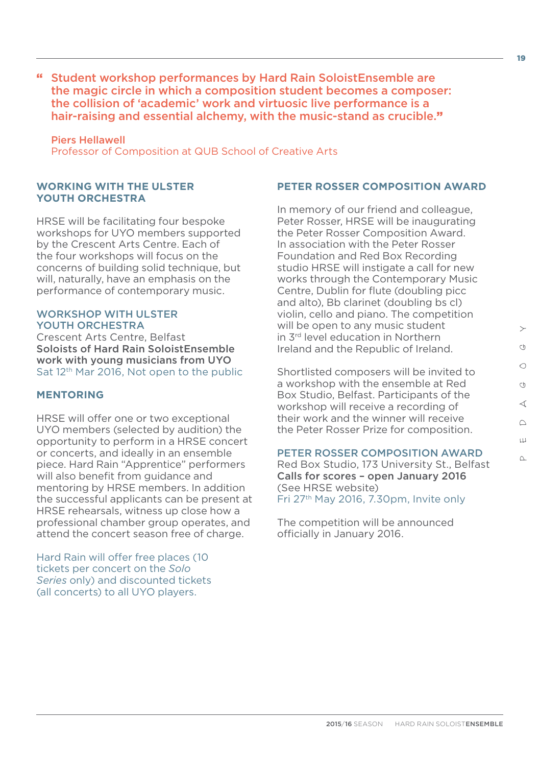> " Student workshop performances by Hard Rain SoloistEnsemble are the magic circle in which a composition student becomes a composer: the collision of 'academic' work and virtuosic live performance is a hair-raising and essential alchemy, with the music-stand as crucible."
>
> Piers Hellawell
> Professor of Composition at QUB School of Creative Arts

## WORKING WITH THE ULSTER YOUTH ORCHESTRA

HRSE will be facilitating four bespoke workshops for UYO members supported by the Crescent Arts Centre. Each of the four workshops will focus on the concerns of building solid technique, but will, naturally, have an emphasis on the performance of contemporary music.

### WORKSHOP WITH ULSTER YOUTH ORCHESTRA

Crescent Arts Centre, Belfast
**Soloists of Hard Rain SoloistEnsemble work with young musicians from UYO**
Sat 12th Mar 2016, Not open to the public

## MENTORING

HRSE will offer one or two exceptional UYO members (selected by audition) the opportunity to perform in a HRSE concert or concerts, and ideally in an ensemble piece. Hard Rain "Apprentice" performers will also benefit from guidance and mentoring by HRSE members. In addition the successful applicants can be present at HRSE rehearsals, witness up close how a professional chamber group operates, and attend the concert season free of charge.

Hard Rain will offer free places (10 tickets per concert on the *Solo Series* only) and discounted tickets (all concerts) to all UYO players.

## PETER ROSSER COMPOSITION AWARD

In memory of our friend and colleague, Peter Rosser, HRSE will be inaugurating the Peter Rosser Composition Award. In association with the Peter Rosser Foundation and Red Box Recording studio HRSE will instigate a call for new works through the Contemporary Music Centre, Dublin for flute (doubling picc and alto), Bb clarinet (doubling bs cl) violin, cello and piano. The competition will be open to any music student in 3rd level education in Northern Ireland and the Republic of Ireland.

Shortlisted composers will be invited to a workshop with the ensemble at Red Box Studio, Belfast. Participants of the workshop will receive a recording of their work and the winner will receive the Peter Rosser Prize for composition.

### PETER ROSSER COMPOSITION AWARD

Red Box Studio, 173 University St., Belfast
**Calls for scores – open January 2016**
(See HRSE website)
Fri 27th May 2016, 7.30pm, Invite only

The competition will be announced officially in January 2016.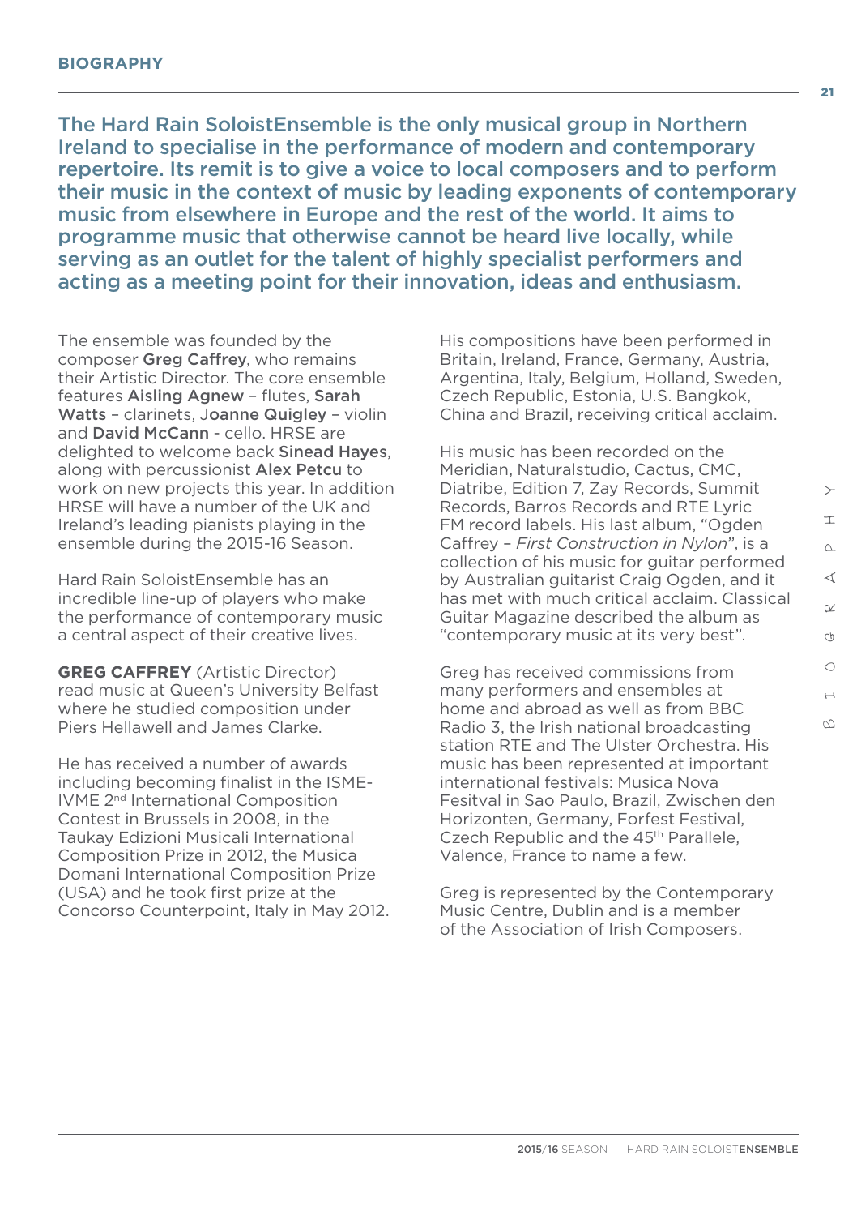## BIOGRAPHY

**The Hard Rain SoloistEnsemble is the only musical group in Northern Ireland to specialise in the performance of modern and contemporary repertoire. Its remit is to give a voice to local composers and to perform their music in the context of music by leading exponents of contemporary music from elsewhere in Europe and the rest of the world. It aims to programme music that otherwise cannot be heard live locally, while serving as an outlet for the talent of highly specialist performers and acting as a meeting point for their innovation, ideas and enthusiasm.**

The ensemble was founded by the composer **Greg Caffrey**, who remains their Artistic Director. The core ensemble features **Aisling Agnew** – flutes, **Sarah Watts** – clarinets, **Joanne Quigley** – violin and **David McCann** - cello. HRSE are delighted to welcome back **Sinead Hayes**, along with percussionist **Alex Petcu** to work on new projects this year. In addition HRSE will have a number of the UK and Ireland's leading pianists playing in the ensemble during the 2015-16 Season.

Hard Rain SoloistEnsemble has an incredible line-up of players who make the performance of contemporary music a central aspect of their creative lives.

**GREG CAFFREY** (Artistic Director) read music at Queen's University Belfast where he studied composition under Piers Hellawell and James Clarke.

He has received a number of awards including becoming finalist in the ISME-IVME 2nd International Composition Contest in Brussels in 2008, in the Taukay Edizioni Musicali International Composition Prize in 2012, the Musica Domani International Composition Prize (USA) and he took first prize at the Concorso Counterpoint, Italy in May 2012.

His compositions have been performed in Britain, Ireland, France, Germany, Austria, Argentina, Italy, Belgium, Holland, Sweden, Czech Republic, Estonia, U.S. Bangkok, China and Brazil, receiving critical acclaim.

His music has been recorded on the Meridian, Naturalstudio, Cactus, CMC, Diatribe, Edition 7, Zay Records, Summit Records, Barros Records and RTE Lyric FM record labels. His last album, "Ogden Caffrey – *First Construction in Nylon*", is a collection of his music for guitar performed by Australian guitarist Craig Ogden, and it has met with much critical acclaim. Classical Guitar Magazine described the album as "contemporary music at its very best".

Greg has received commissions from many performers and ensembles at home and abroad as well as from BBC Radio 3, the Irish national broadcasting station RTE and The Ulster Orchestra. His music has been represented at important international festivals: Musica Nova Fesitval in Sao Paulo, Brazil, Zwischen den Horizonten, Germany, Forfest Festival, Czech Republic and the 45th Parallele, Valence, France to name a few.

Greg is represented by the Contemporary Music Centre, Dublin and is a member of the Association of Irish Composers.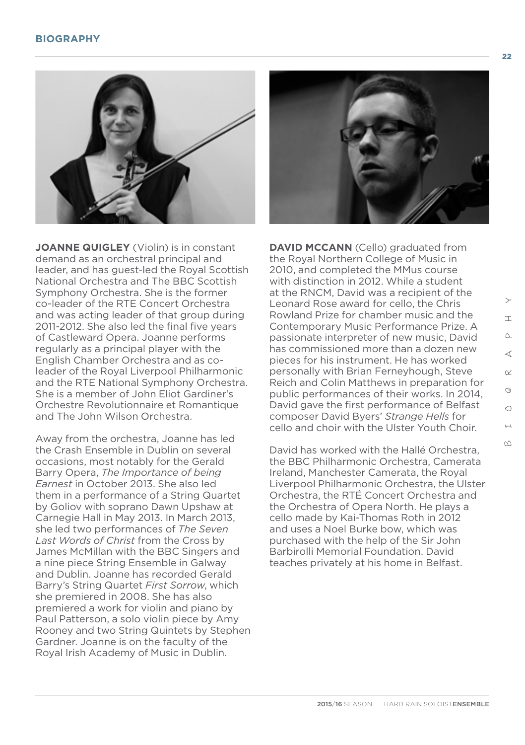## BIOGRAPHY

**JOANNE QUIGLEY** (Violin) is in constant demand as an orchestral principal and leader, and has guest-led the Royal Scottish National Orchestra and The BBC Scottish Symphony Orchestra. She is the former co-leader of the RTE Concert Orchestra and was acting leader of that group during 2011-2012. She also led the final five years of Castleward Opera. Joanne performs regularly as a principal player with the English Chamber Orchestra and as co-leader of the Royal Liverpool Philharmonic and the RTE National Symphony Orchestra. She is a member of John Eliot Gardiner's Orchestre Revolutionnaire et Romantique and The John Wilson Orchestra.

Away from the orchestra, Joanne has led the Crash Ensemble in Dublin on several occasions, most notably for the Gerald Barry Opera, *The Importance of being Earnest* in October 2013. She also led them in a performance of a String Quartet by Goliov with soprano Dawn Upshaw at Carnegie Hall in May 2013. In March 2013, she led two performances of *The Seven Last Words of Christ* from the Cross by James McMillan with the BBC Singers and a nine piece String Ensemble in Galway and Dublin. Joanne has recorded Gerald Barry's String Quartet *First Sorrow*, which she premiered in 2008. She has also premiered a work for violin and piano by Paul Patterson, a solo violin piece by Amy Rooney and two String Quintets by Stephen Gardner. Joanne is on the faculty of the Royal Irish Academy of Music in Dublin.

**DAVID MCCANN** (Cello) graduated from the Royal Northern College of Music in 2010, and completed the MMus course with distinction in 2012. While a student at the RNCM, David was a recipient of the Leonard Rose award for cello, the Chris Rowland Prize for chamber music and the Contemporary Music Performance Prize. A passionate interpreter of new music, David has commissioned more than a dozen new pieces for his instrument. He has worked personally with Brian Ferneyhough, Steve Reich and Colin Matthews in preparation for public performances of their works. In 2014, David gave the first performance of Belfast composer David Byers' *Strange Hells* for cello and choir with the Ulster Youth Choir.

David has worked with the Hallé Orchestra, the BBC Philharmonic Orchestra, Camerata Ireland, Manchester Camerata, the Royal Liverpool Philharmonic Orchestra, the Ulster Orchestra, the RTÉ Concert Orchestra and the Orchestra of Opera North. He plays a cello made by Kai-Thomas Roth in 2012 and uses a Noel Burke bow, which was purchased with the help of the Sir John Barbirolli Memorial Foundation. David teaches privately at his home in Belfast.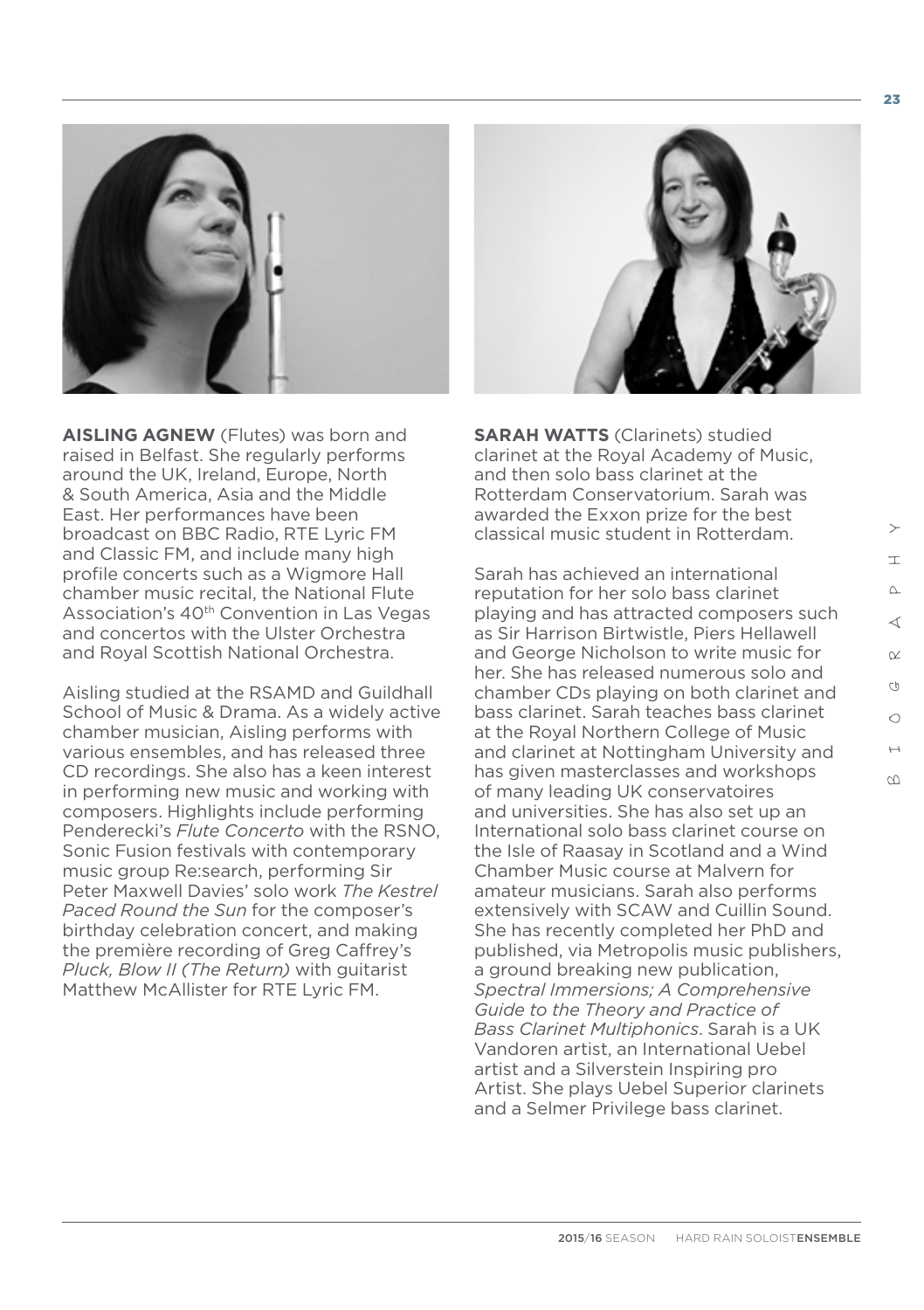**AISLING AGNEW** (Flutes) was born and raised in Belfast. She regularly performs around the UK, Ireland, Europe, North & South America, Asia and the Middle East. Her performances have been broadcast on BBC Radio, RTE Lyric FM and Classic FM, and include many high profile concerts such as a Wigmore Hall chamber music recital, the National Flute Association's 40th Convention in Las Vegas and concertos with the Ulster Orchestra and Royal Scottish National Orchestra.

Aisling studied at the RSAMD and Guildhall School of Music & Drama. As a widely active chamber musician, Aisling performs with various ensembles, and has released three CD recordings. She also has a keen interest in performing new music and working with composers. Highlights include performing Penderecki's *Flute Concerto* with the RSNO, Sonic Fusion festivals with contemporary music group Re:search, performing Sir Peter Maxwell Davies' solo work *The Kestrel Paced Round the Sun* for the composer's birthday celebration concert, and making the première recording of Greg Caffrey's *Pluck, Blow II (The Return)* with guitarist Matthew McAllister for RTE Lyric FM.

**SARAH WATTS** (Clarinets) studied clarinet at the Royal Academy of Music, and then solo bass clarinet at the Rotterdam Conservatorium. Sarah was awarded the Exxon prize for the best classical music student in Rotterdam.

Sarah has achieved an international reputation for her solo bass clarinet playing and has attracted composers such as Sir Harrison Birtwistle, Piers Hellawell and George Nicholson to write music for her. She has released numerous solo and chamber CDs playing on both clarinet and bass clarinet. Sarah teaches bass clarinet at the Royal Northern College of Music and clarinet at Nottingham University and has given masterclasses and workshops of many leading UK conservatoires and universities. She has also set up an International solo bass clarinet course on the Isle of Raasay in Scotland and a Wind Chamber Music course at Malvern for amateur musicians. Sarah also performs extensively with SCAW and Cuillin Sound. She has recently completed her PhD and published, via Metropolis music publishers, a ground breaking new publication, *Spectral Immersions; A Comprehensive Guide to the Theory and Practice of Bass Clarinet Multiphonics*. Sarah is a UK Vandoren artist, an International Uebel artist and a Silverstein Inspiring pro Artist. She plays Uebel Superior clarinets and a Selmer Privilege bass clarinet.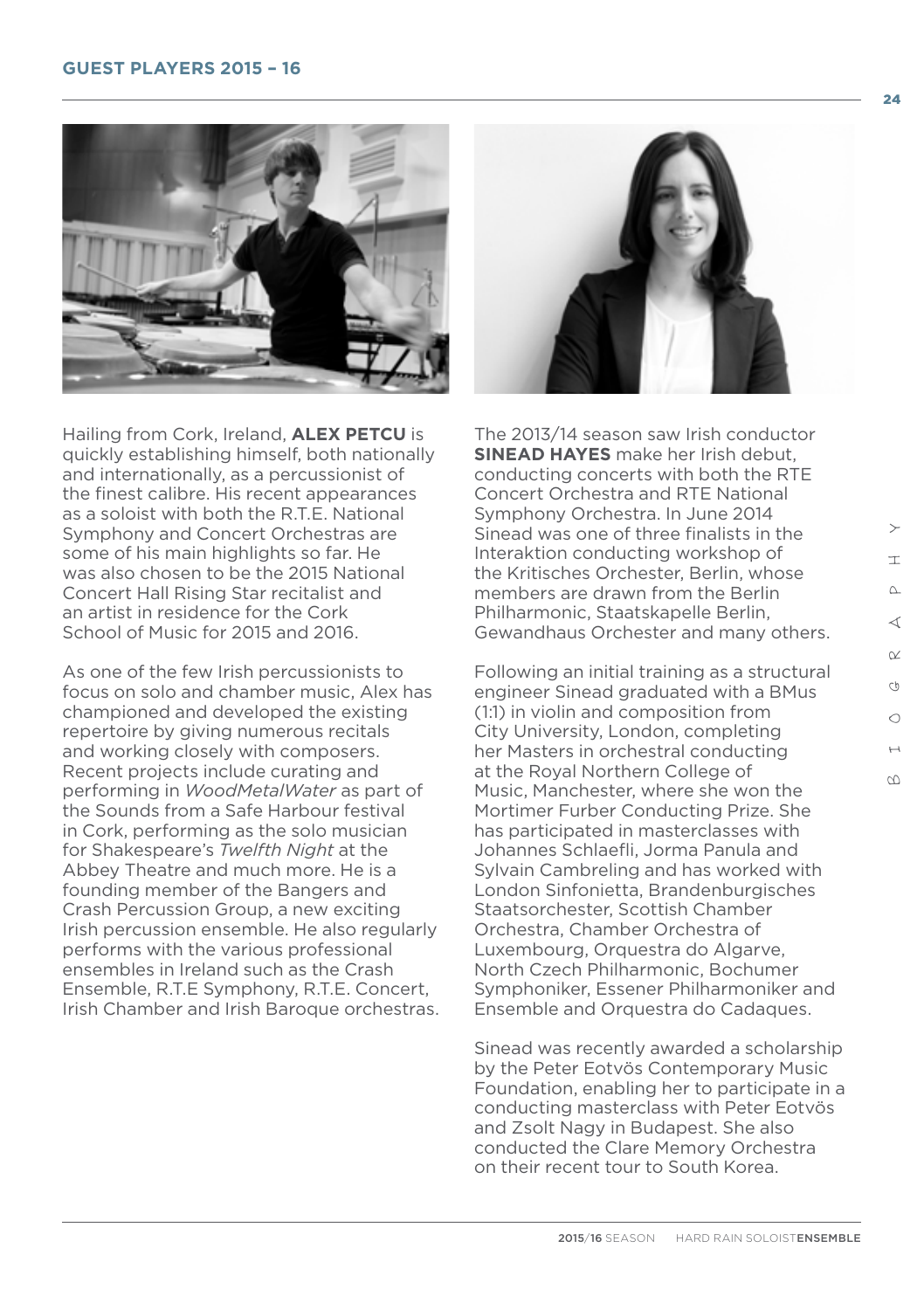## GUEST PLAYERS 2015 – 16

Hailing from Cork, Ireland, **ALEX PETCU** is quickly establishing himself, both nationally and internationally, as a percussionist of the finest calibre. His recent appearances as a soloist with both the R.T.E. National Symphony and Concert Orchestras are some of his main highlights so far. He was also chosen to be the 2015 National Concert Hall Rising Star recitalist and an artist in residence for the Cork School of Music for 2015 and 2016.

As one of the few Irish percussionists to focus on solo and chamber music, Alex has championed and developed the existing repertoire by giving numerous recitals and working closely with composers. Recent projects include curating and performing in *WoodMetalWater* as part of the Sounds from a Safe Harbour festival in Cork, performing as the solo musician for Shakespeare's *Twelfth Night* at the Abbey Theatre and much more. He is a founding member of the Bangers and Crash Percussion Group, a new exciting Irish percussion ensemble. He also regularly performs with the various professional ensembles in Ireland such as the Crash Ensemble, R.T.E Symphony, R.T.E. Concert, Irish Chamber and Irish Baroque orchestras.

The 2013/14 season saw Irish conductor **SINEAD HAYES** make her Irish debut, conducting concerts with both the RTE Concert Orchestra and RTE National Symphony Orchestra. In June 2014 Sinead was one of three finalists in the Interaktion conducting workshop of the Kritisches Orchester, Berlin, whose members are drawn from the Berlin Philharmonic, Staatskapelle Berlin, Gewandhaus Orchester and many others.

Following an initial training as a structural engineer Sinead graduated with a BMus (1:1) in violin and composition from City University, London, completing her Masters in orchestral conducting at the Royal Northern College of Music, Manchester, where she won the Mortimer Furber Conducting Prize. She has participated in masterclasses with Johannes Schlaefli, Jorma Panula and Sylvain Cambreling and has worked with London Sinfonietta, Brandenburgisches Staatsorchester, Scottish Chamber Orchestra, Chamber Orchestra of Luxembourg, Orquestra do Algarve, North Czech Philharmonic, Bochumer Symphoniker, Essener Philharmoniker and Ensemble and Orquestra do Cadaques.

Sinead was recently awarded a scholarship by the Peter Eotvös Contemporary Music Foundation, enabling her to participate in a conducting masterclass with Peter Eotvös and Zsolt Nagy in Budapest. She also conducted the Clare Memory Orchestra on their recent tour to South Korea.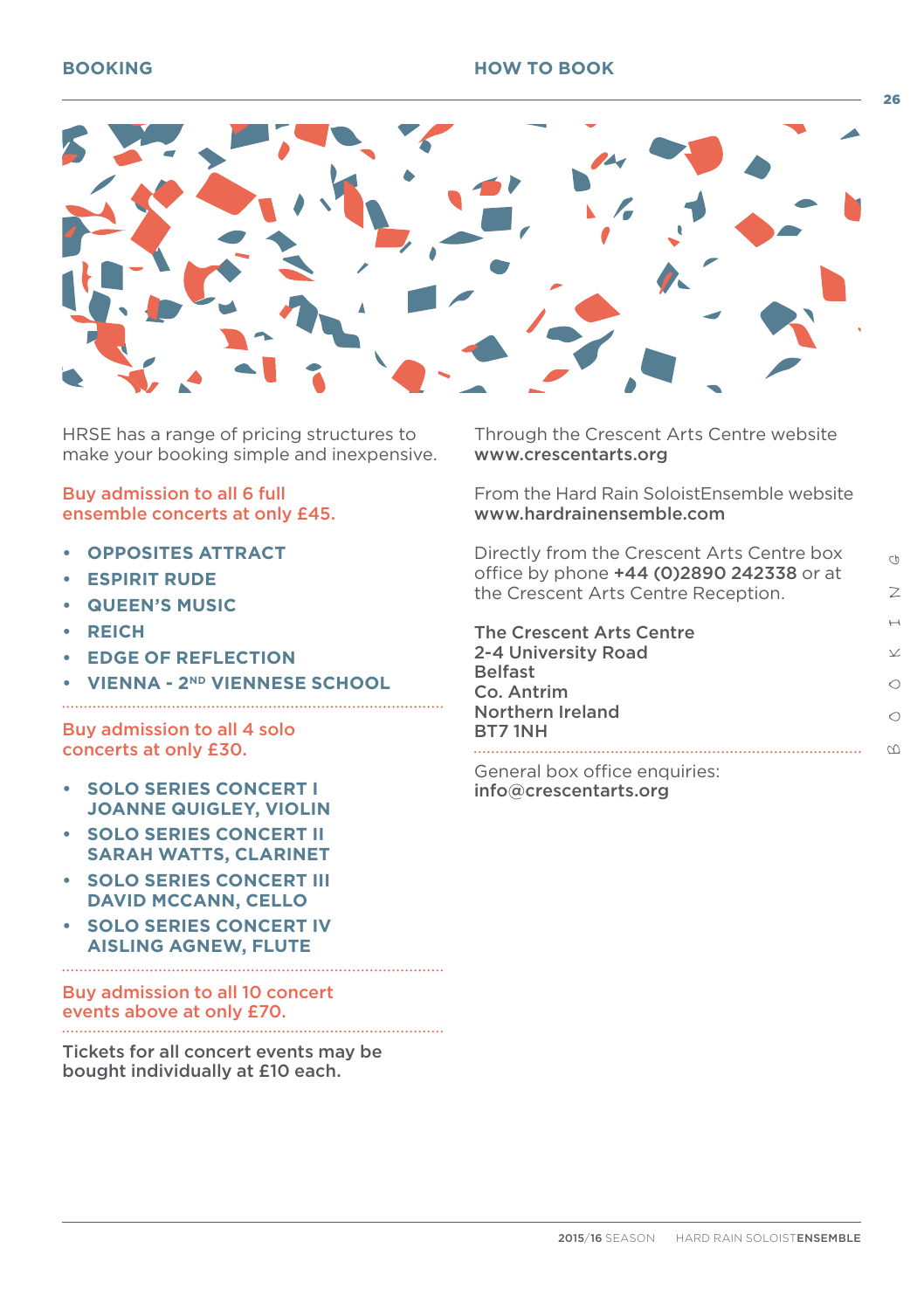## BOOKING

## HOW TO BOOK

HRSE has a range of pricing structures to make your booking simple and inexpensive.

Buy admission to all 6 full ensemble concerts at only £45.

- **OPPOSITES ATTRACT**
- **ESPIRIT RUDE**
- **QUEEN'S MUSIC**
- **REICH**
- **EDGE OF REFLECTION**
- **VIENNA - 2ND VIENNESE SCHOOL**

Buy admission to all 4 solo concerts at only £30.

- **SOLO SERIES CONCERT I JOANNE QUIGLEY, VIOLIN**
- **SOLO SERIES CONCERT II SARAH WATTS, CLARINET**
- **SOLO SERIES CONCERT III DAVID MCCANN, CELLO**
- **SOLO SERIES CONCERT IV AISLING AGNEW, FLUTE**

Buy admission to all 10 concert events above at only £70.

**Tickets for all concert events may be bought individually at £10 each.**

Through the Crescent Arts Centre website
**www.crescentarts.org**

From the Hard Rain SoloistEnsemble website
**www.hardrainensemble.com**

Directly from the Crescent Arts Centre box office by phone **+44 (0)2890 242338** or at the Crescent Arts Centre Reception.

**The Crescent Arts Centre**
**2-4 University Road**
**Belfast**
**Co. Antrim**
**Northern Ireland**
**BT7 1NH**

General box office enquiries:
**info@crescentarts.org**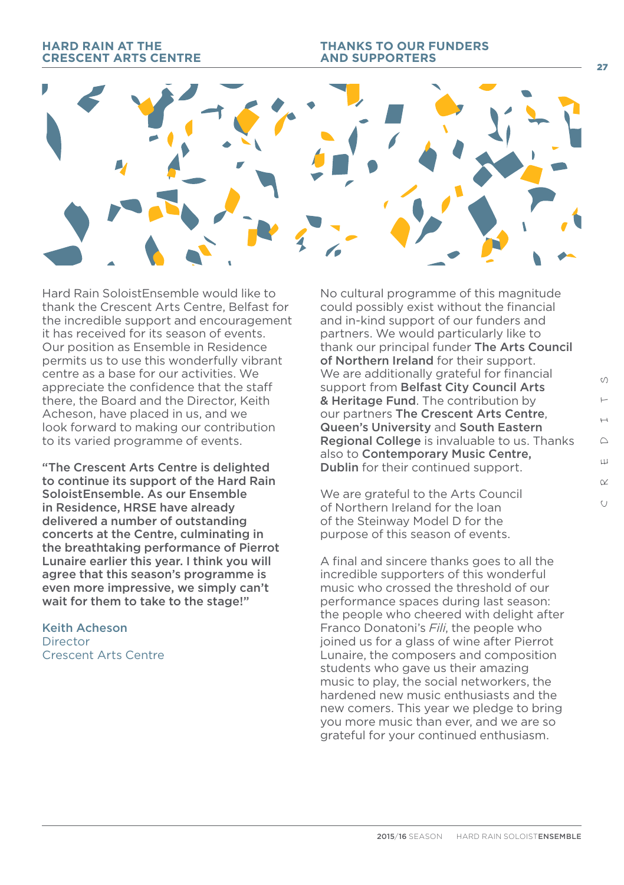## HARD RAIN AT THE CRESCENT ARTS CENTRE

Hard Rain SoloistEnsemble would like to thank the Crescent Arts Centre, Belfast for the incredible support and encouragement it has received for its season of events. Our position as Ensemble in Residence permits us to use this wonderfully vibrant centre as a base for our activities. We appreciate the confidence that the staff there, the Board and the Director, Keith Acheson, have placed in us, and we look forward to making our contribution to its varied programme of events.

**"The Crescent Arts Centre is delighted to continue its support of the Hard Rain SoloistEnsemble. As our Ensemble in Residence, HRSE have already delivered a number of outstanding concerts at the Centre, culminating in the breathtaking performance of Pierrot Lunaire earlier this year. I think you will agree that this season's programme is even more impressive, we simply can't wait for them to take to the stage!"**

Keith Acheson
Director
Crescent Arts Centre

## THANKS TO OUR FUNDERS AND SUPPORTERS

No cultural programme of this magnitude could possibly exist without the financial and in-kind support of our funders and partners. We would particularly like to thank our principal funder **The Arts Council of Northern Ireland** for their support. We are additionally grateful for financial support from **Belfast City Council Arts & Heritage Fund**. The contribution by our partners **The Crescent Arts Centre**, **Queen's University** and **South Eastern Regional College** is invaluable to us. Thanks also to **Contemporary Music Centre, Dublin** for their continued support.

We are grateful to the Arts Council of Northern Ireland for the loan of the Steinway Model D for the purpose of this season of events.

A final and sincere thanks goes to all the incredible supporters of this wonderful music who crossed the threshold of our performance spaces during last season: the people who cheered with delight after Franco Donatoni's *Fili*, the people who joined us for a glass of wine after Pierrot Lunaire, the composers and composition students who gave us their amazing music to play, the social networkers, the hardened new music enthusiasts and the new comers. This year we pledge to bring you more music than ever, and we are so grateful for your continued enthusiasm.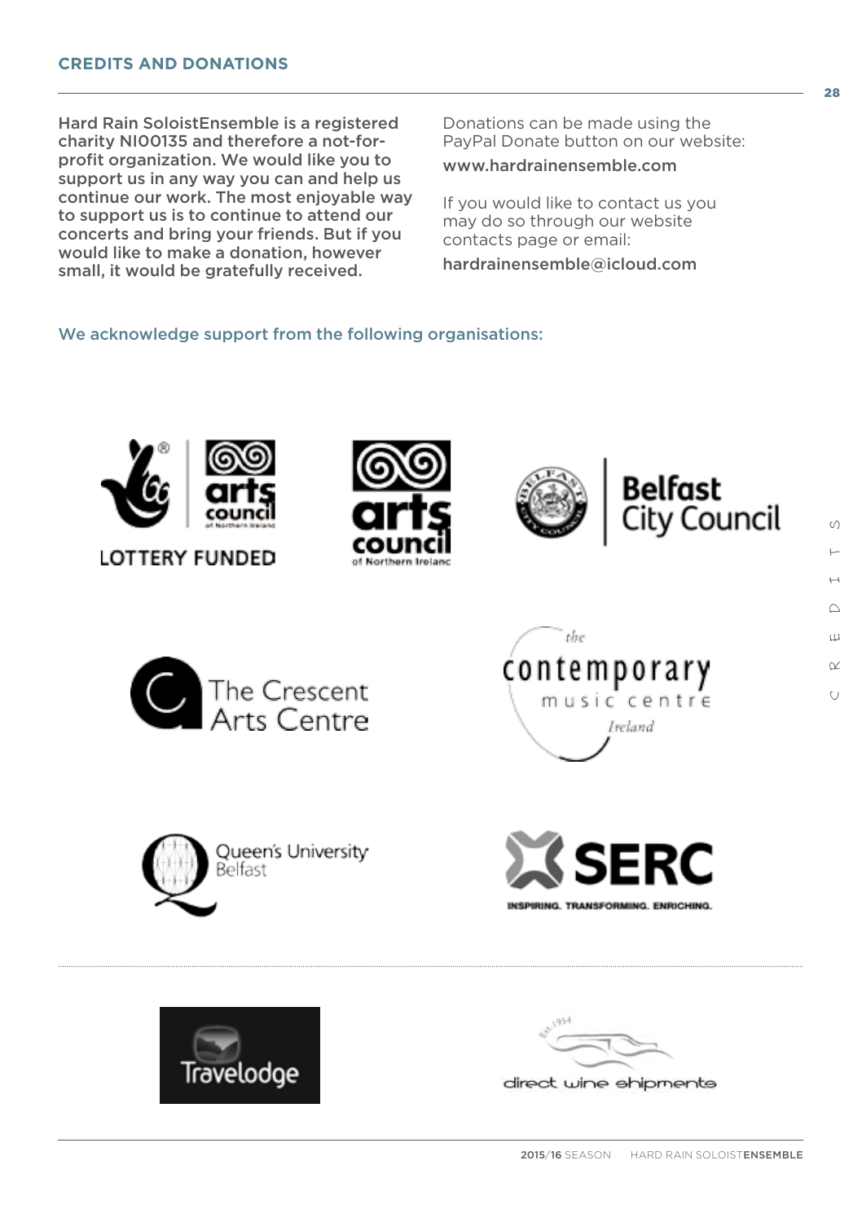## CREDITS AND DONATIONS

**Hard Rain SoloistEnsemble is a registered charity NI00135 and therefore a not-for-profit organization. We would like you to support us in any way you can and help us continue our work. The most enjoyable way to support us is to continue to attend our concerts and bring your friends. But if you would like to make a donation, however small, it would be gratefully received.**

Donations can be made using the PayPal Donate button on our website:

www.hardrainensemble.com

If you would like to contact us you may do so through our website contacts page or email:

hardrainensemble@icloud.com

We acknowledge support from the following organisations: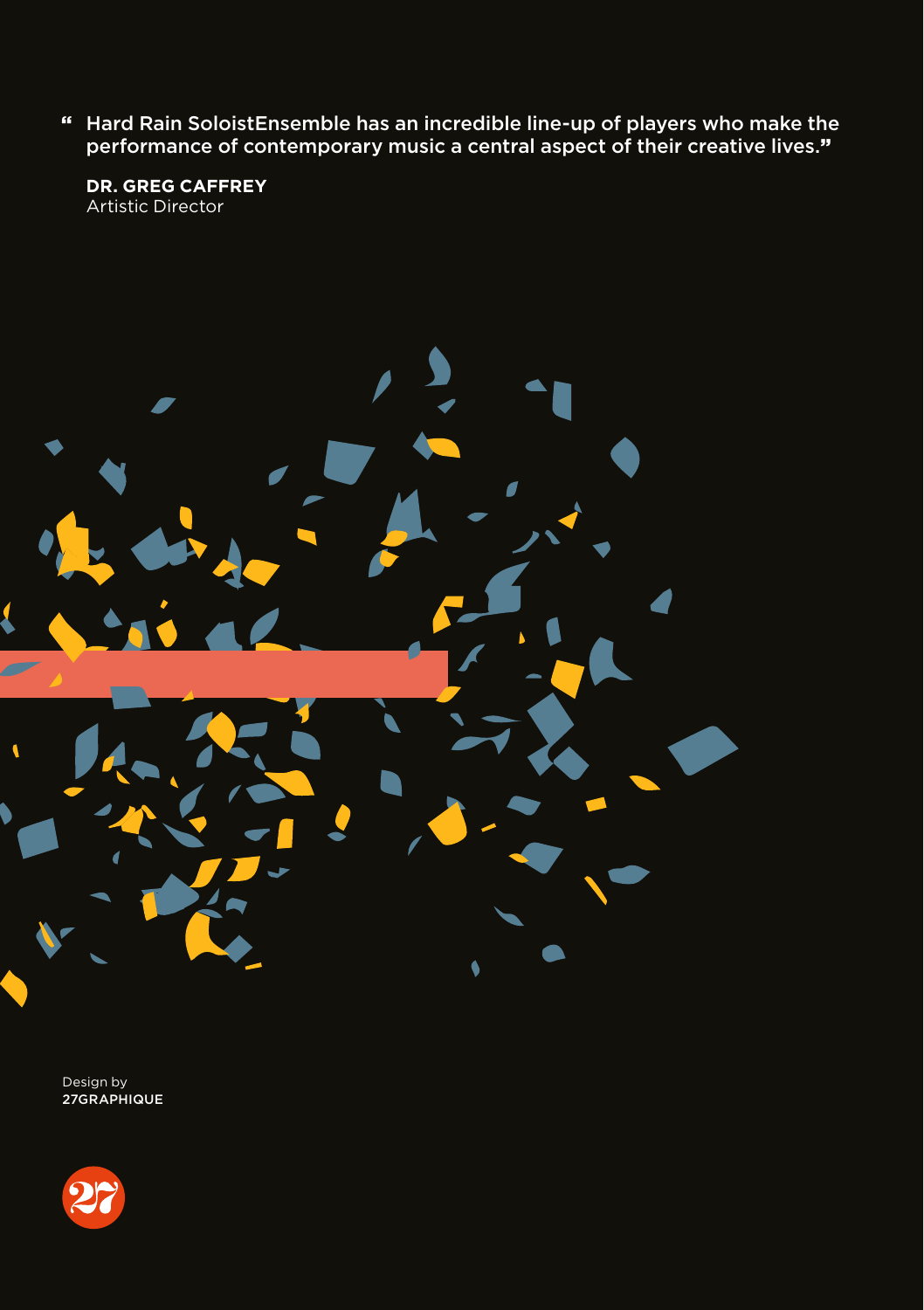> "Hard Rain SoloistEnsemble has an incredible line-up of players who make the performance of contemporary music a central aspect of their creative lives."

**DR. GREG CAFFREY**
Artistic Director

Design by
**27GRAPHIQUE**